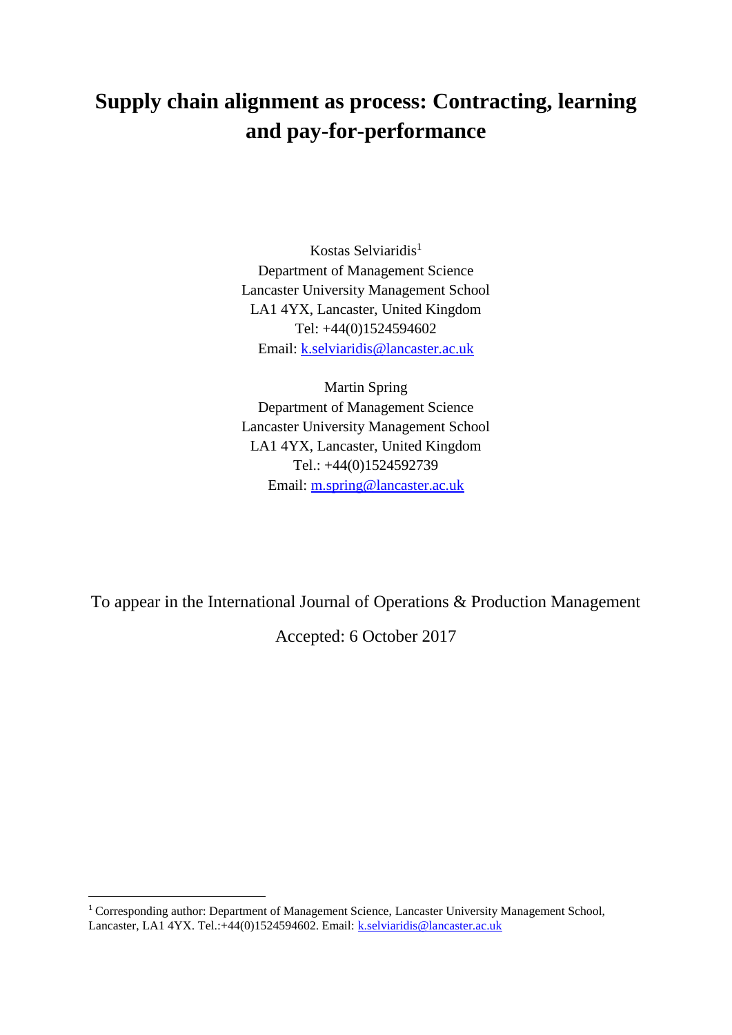# Supply chain alignment as process: Contracting, learning and pay-for-performance

Kostas Selviaridis[1]
Department of Management Science
Lancaster University Management School
LA1 4YX, Lancaster, United Kingdom
Tel: +44(0)1524594602
Email: k.selviaridis@lancaster.ac.uk

Martin Spring
Department of Management Science
Lancaster University Management School
LA1 4YX, Lancaster, United Kingdom
Tel.: +44(0)1524592739
Email: m.spring@lancaster.ac.uk

To appear in the International Journal of Operations & Production Management

Accepted: 6 October 2017

[1] Corresponding author: Department of Management Science, Lancaster University Management School, Lancaster, LA1 4YX. Tel.:+44(0)1524594602. Email: k.selviaridis@lancaster.ac.uk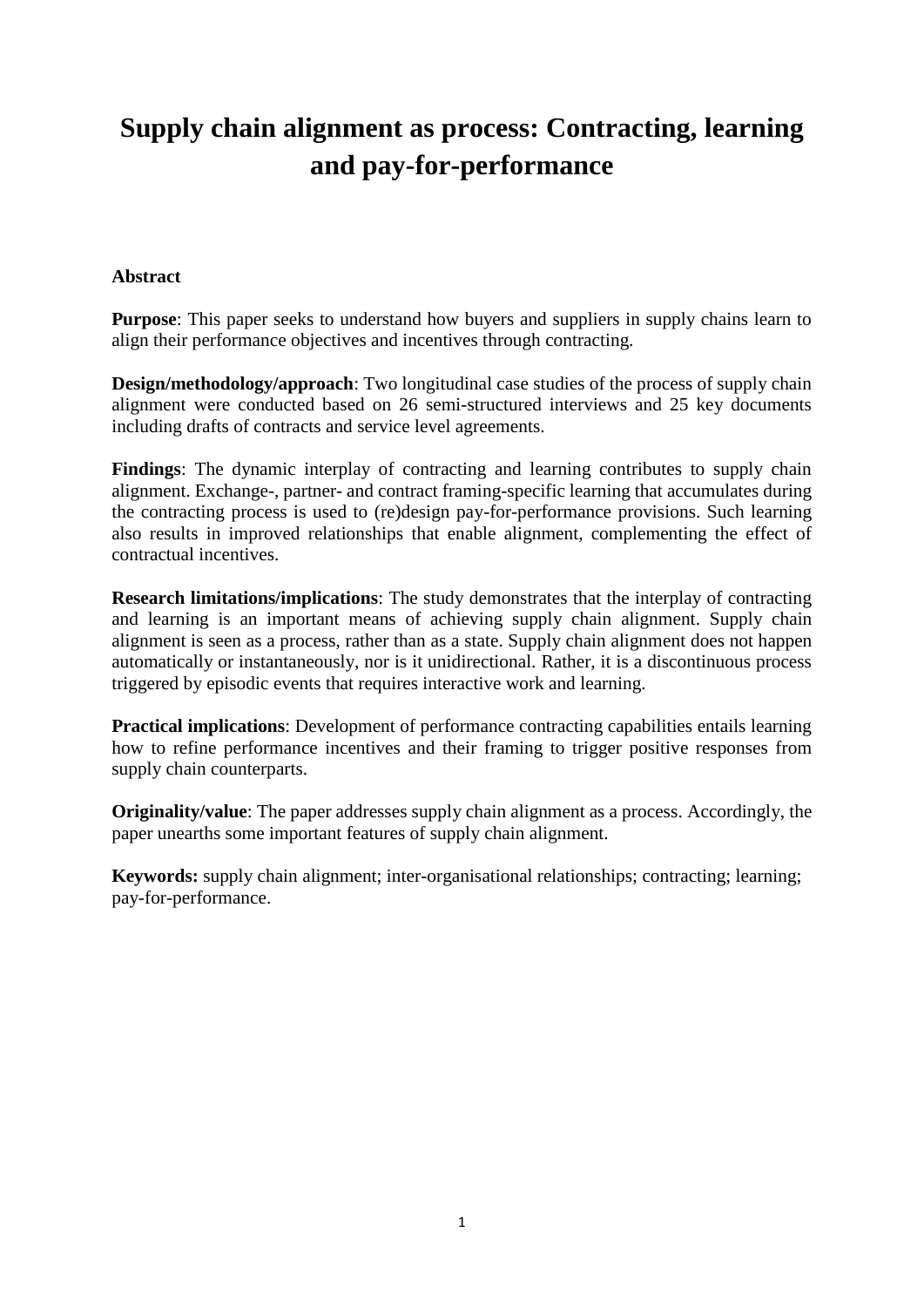# Supply chain alignment as process: Contracting, learning and pay-for-performance

**Abstract**

**Purpose**: This paper seeks to understand how buyers and suppliers in supply chains learn to align their performance objectives and incentives through contracting.

**Design/methodology/approach**: Two longitudinal case studies of the process of supply chain alignment were conducted based on 26 semi-structured interviews and 25 key documents including drafts of contracts and service level agreements.

**Findings**: The dynamic interplay of contracting and learning contributes to supply chain alignment. Exchange-, partner- and contract framing-specific learning that accumulates during the contracting process is used to (re)design pay-for-performance provisions. Such learning also results in improved relationships that enable alignment, complementing the effect of contractual incentives.

**Research limitations/implications**: The study demonstrates that the interplay of contracting and learning is an important means of achieving supply chain alignment. Supply chain alignment is seen as a process, rather than as a state. Supply chain alignment does not happen automatically or instantaneously, nor is it unidirectional. Rather, it is a discontinuous process triggered by episodic events that requires interactive work and learning.

**Practical implications**: Development of performance contracting capabilities entails learning how to refine performance incentives and their framing to trigger positive responses from supply chain counterparts.

**Originality/value**: The paper addresses supply chain alignment as a process. Accordingly, the paper unearths some important features of supply chain alignment.

**Keywords:** supply chain alignment; inter-organisational relationships; contracting; learning; pay-for-performance.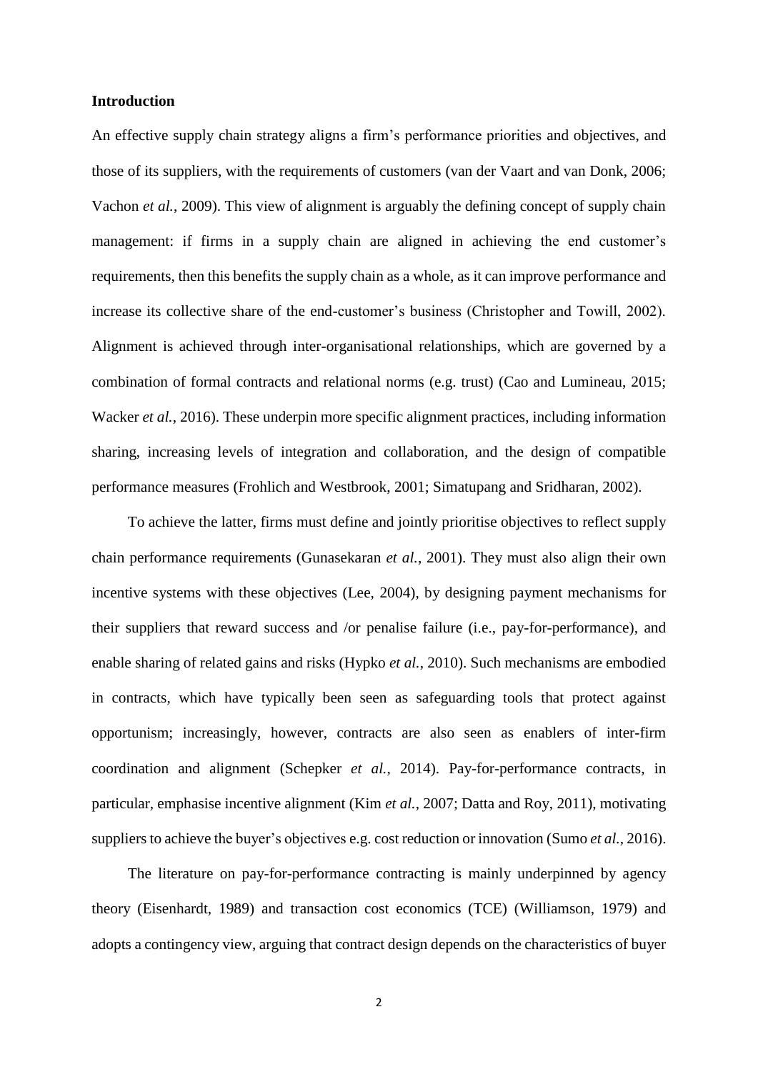## Introduction

An effective supply chain strategy aligns a firm's performance priorities and objectives, and those of its suppliers, with the requirements of customers (van der Vaart and van Donk, 2006; Vachon *et al.*, 2009). This view of alignment is arguably the defining concept of supply chain management: if firms in a supply chain are aligned in achieving the end customer's requirements, then this benefits the supply chain as a whole, as it can improve performance and increase its collective share of the end-customer's business (Christopher and Towill, 2002). Alignment is achieved through inter-organisational relationships, which are governed by a combination of formal contracts and relational norms (e.g. trust) (Cao and Lumineau, 2015; Wacker *et al.*, 2016). These underpin more specific alignment practices, including information sharing, increasing levels of integration and collaboration, and the design of compatible performance measures (Frohlich and Westbrook, 2001; Simatupang and Sridharan, 2002).

To achieve the latter, firms must define and jointly prioritise objectives to reflect supply chain performance requirements (Gunasekaran *et al.*, 2001). They must also align their own incentive systems with these objectives (Lee, 2004), by designing payment mechanisms for their suppliers that reward success and /or penalise failure (i.e., pay-for-performance), and enable sharing of related gains and risks (Hypko *et al.*, 2010). Such mechanisms are embodied in contracts, which have typically been seen as safeguarding tools that protect against opportunism; increasingly, however, contracts are also seen as enablers of inter-firm coordination and alignment (Schepker *et al.*, 2014). Pay-for-performance contracts, in particular, emphasise incentive alignment (Kim *et al.*, 2007; Datta and Roy, 2011), motivating suppliers to achieve the buyer's objectives e.g. cost reduction or innovation (Sumo *et al.*, 2016).

The literature on pay-for-performance contracting is mainly underpinned by agency theory (Eisenhardt, 1989) and transaction cost economics (TCE) (Williamson, 1979) and adopts a contingency view, arguing that contract design depends on the characteristics of buyer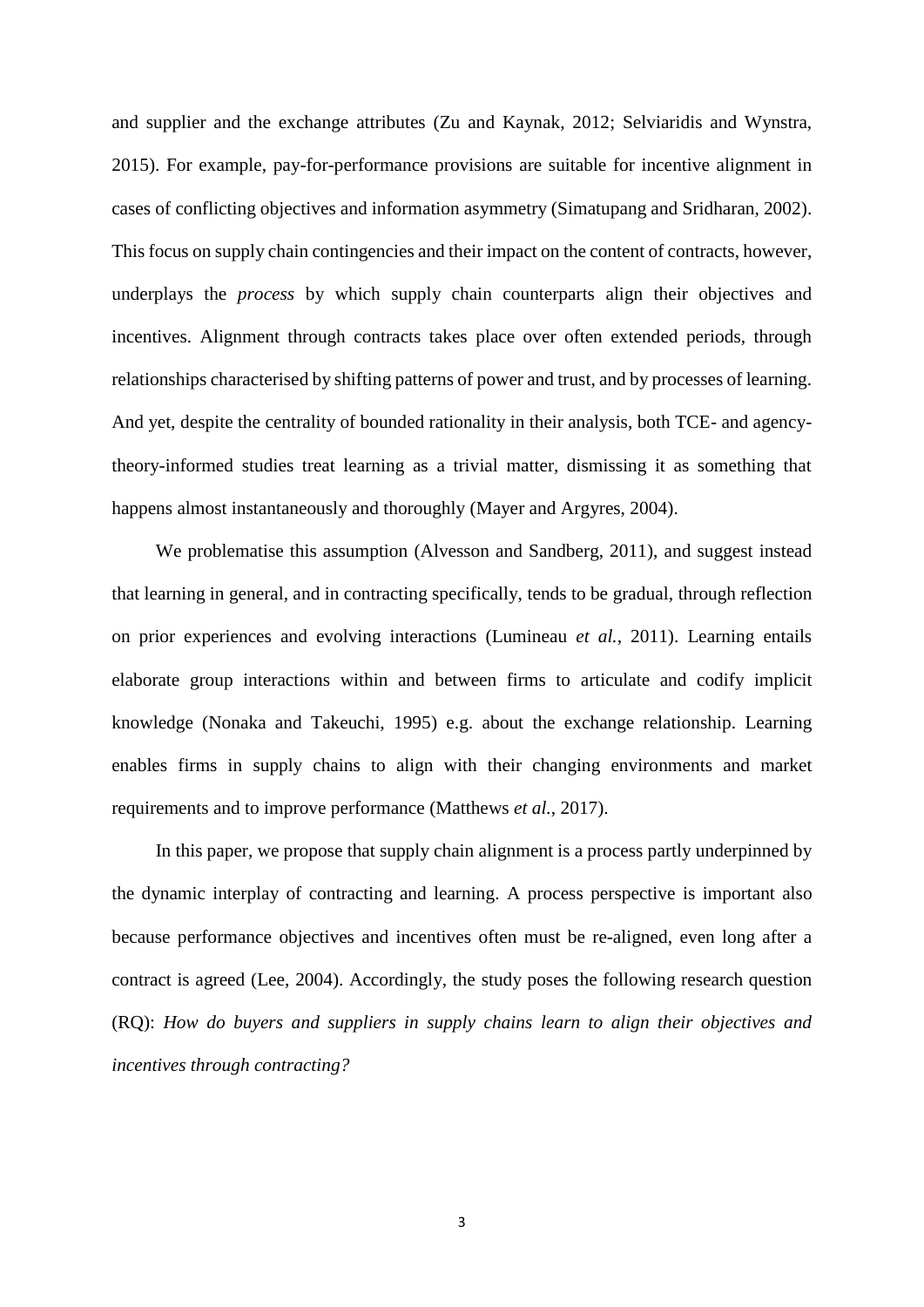and supplier and the exchange attributes (Zu and Kaynak, 2012; Selviaridis and Wynstra, 2015). For example, pay-for-performance provisions are suitable for incentive alignment in cases of conflicting objectives and information asymmetry (Simatupang and Sridharan, 2002). This focus on supply chain contingencies and their impact on the content of contracts, however, underplays the *process* by which supply chain counterparts align their objectives and incentives. Alignment through contracts takes place over often extended periods, through relationships characterised by shifting patterns of power and trust, and by processes of learning. And yet, despite the centrality of bounded rationality in their analysis, both TCE- and agency-theory-informed studies treat learning as a trivial matter, dismissing it as something that happens almost instantaneously and thoroughly (Mayer and Argyres, 2004).

We problematise this assumption (Alvesson and Sandberg, 2011), and suggest instead that learning in general, and in contracting specifically, tends to be gradual, through reflection on prior experiences and evolving interactions (Lumineau *et al.*, 2011). Learning entails elaborate group interactions within and between firms to articulate and codify implicit knowledge (Nonaka and Takeuchi, 1995) e.g. about the exchange relationship. Learning enables firms in supply chains to align with their changing environments and market requirements and to improve performance (Matthews *et al.*, 2017).

In this paper, we propose that supply chain alignment is a process partly underpinned by the dynamic interplay of contracting and learning. A process perspective is important also because performance objectives and incentives often must be re-aligned, even long after a contract is agreed (Lee, 2004). Accordingly, the study poses the following research question (RQ): *How do buyers and suppliers in supply chains learn to align their objectives and incentives through contracting?*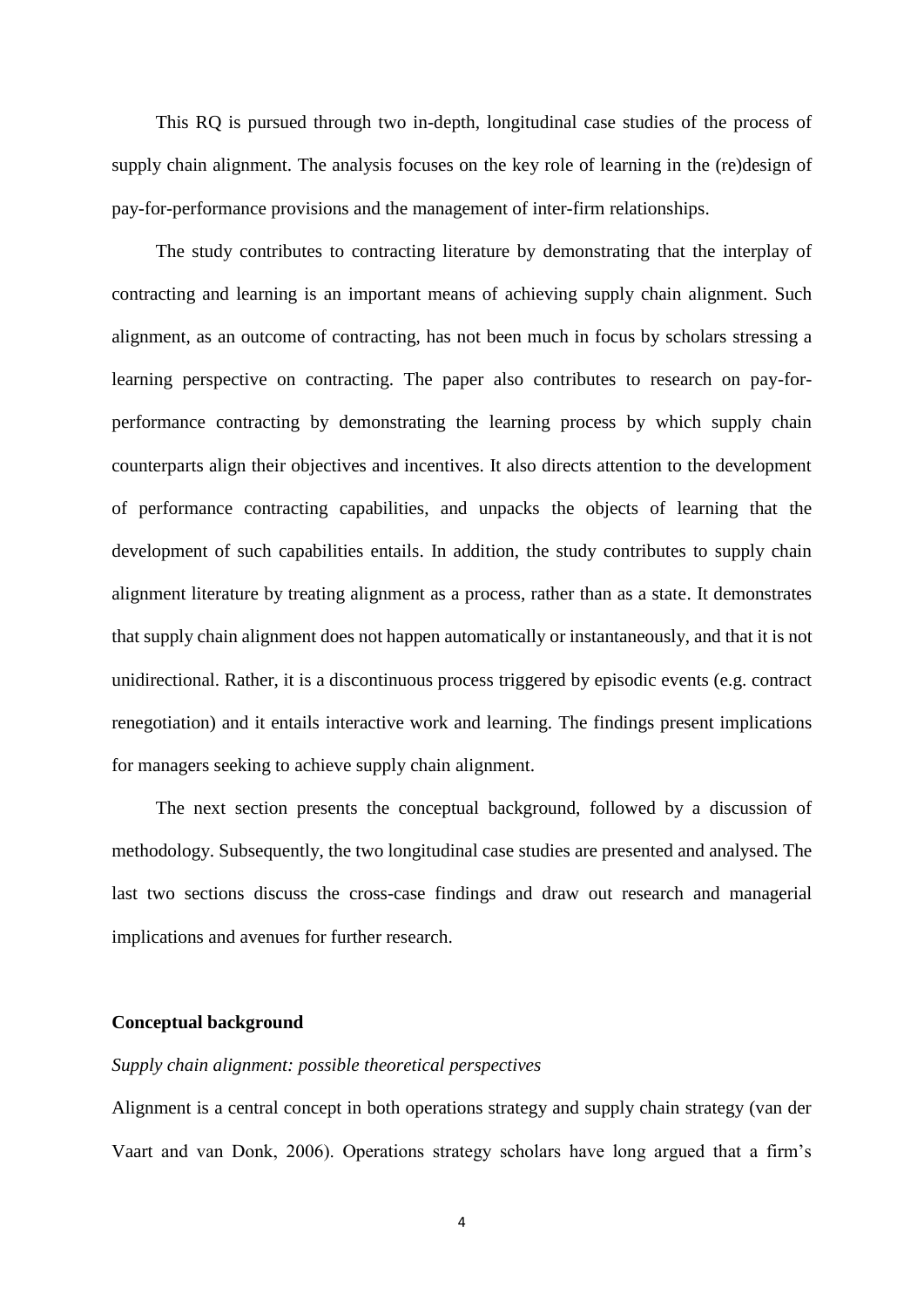This RQ is pursued through two in-depth, longitudinal case studies of the process of supply chain alignment. The analysis focuses on the key role of learning in the (re)design of pay-for-performance provisions and the management of inter-firm relationships.

The study contributes to contracting literature by demonstrating that the interplay of contracting and learning is an important means of achieving supply chain alignment. Such alignment, as an outcome of contracting, has not been much in focus by scholars stressing a learning perspective on contracting. The paper also contributes to research on pay-for-performance contracting by demonstrating the learning process by which supply chain counterparts align their objectives and incentives. It also directs attention to the development of performance contracting capabilities, and unpacks the objects of learning that the development of such capabilities entails. In addition, the study contributes to supply chain alignment literature by treating alignment as a process, rather than as a state. It demonstrates that supply chain alignment does not happen automatically or instantaneously, and that it is not unidirectional. Rather, it is a discontinuous process triggered by episodic events (e.g. contract renegotiation) and it entails interactive work and learning. The findings present implications for managers seeking to achieve supply chain alignment.

The next section presents the conceptual background, followed by a discussion of methodology. Subsequently, the two longitudinal case studies are presented and analysed. The last two sections discuss the cross-case findings and draw out research and managerial implications and avenues for further research.

## Conceptual background

### *Supply chain alignment: possible theoretical perspectives*

Alignment is a central concept in both operations strategy and supply chain strategy (van der Vaart and van Donk, 2006). Operations strategy scholars have long argued that a firm's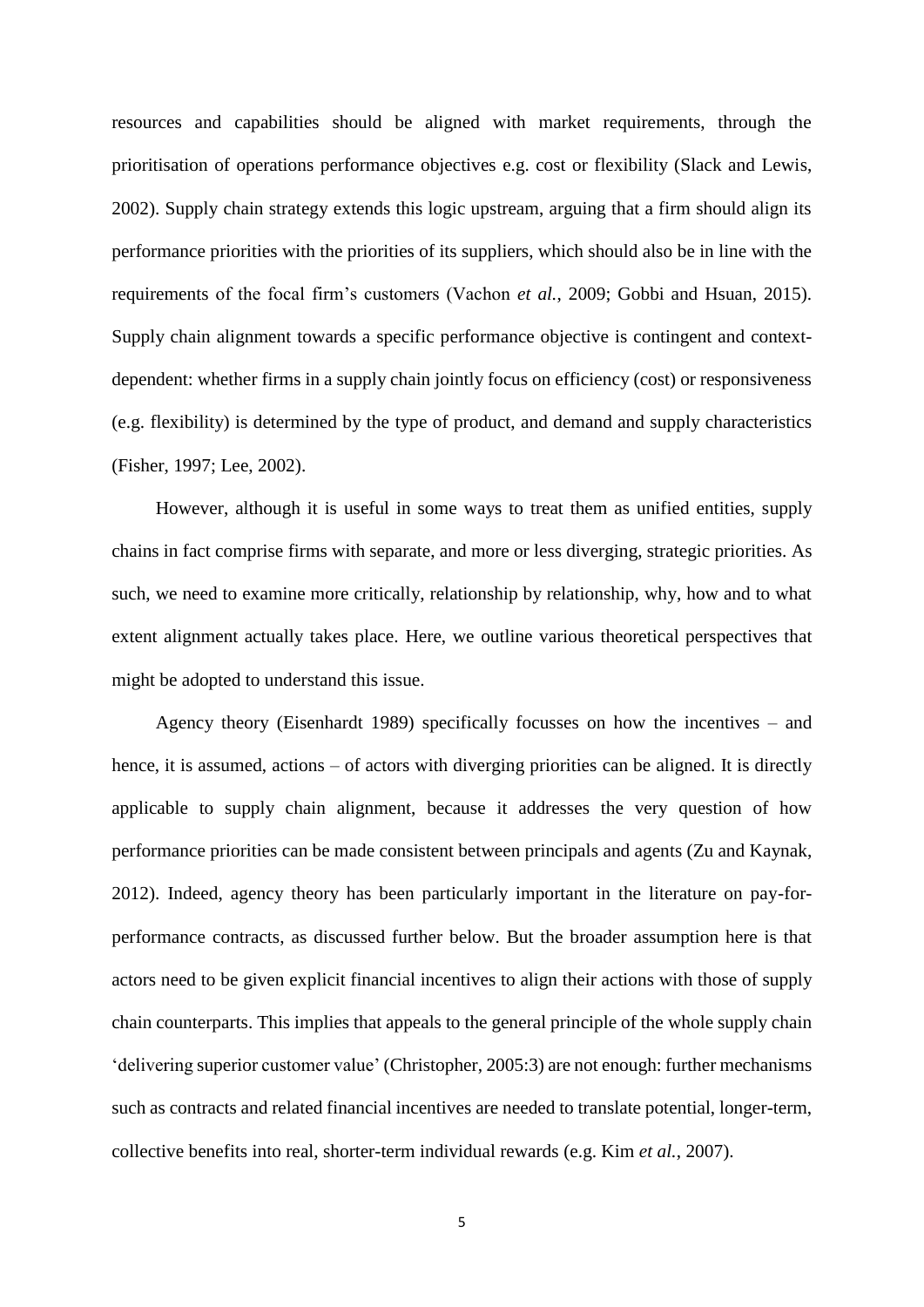resources and capabilities should be aligned with market requirements, through the prioritisation of operations performance objectives e.g. cost or flexibility (Slack and Lewis, 2002). Supply chain strategy extends this logic upstream, arguing that a firm should align its performance priorities with the priorities of its suppliers, which should also be in line with the requirements of the focal firm's customers (Vachon *et al.*, 2009; Gobbi and Hsuan, 2015). Supply chain alignment towards a specific performance objective is contingent and context-dependent: whether firms in a supply chain jointly focus on efficiency (cost) or responsiveness (e.g. flexibility) is determined by the type of product, and demand and supply characteristics (Fisher, 1997; Lee, 2002).

However, although it is useful in some ways to treat them as unified entities, supply chains in fact comprise firms with separate, and more or less diverging, strategic priorities. As such, we need to examine more critically, relationship by relationship, why, how and to what extent alignment actually takes place. Here, we outline various theoretical perspectives that might be adopted to understand this issue.

Agency theory (Eisenhardt 1989) specifically focusses on how the incentives – and hence, it is assumed, actions – of actors with diverging priorities can be aligned. It is directly applicable to supply chain alignment, because it addresses the very question of how performance priorities can be made consistent between principals and agents (Zu and Kaynak, 2012). Indeed, agency theory has been particularly important in the literature on pay-for-performance contracts, as discussed further below. But the broader assumption here is that actors need to be given explicit financial incentives to align their actions with those of supply chain counterparts. This implies that appeals to the general principle of the whole supply chain 'delivering superior customer value' (Christopher, 2005:3) are not enough: further mechanisms such as contracts and related financial incentives are needed to translate potential, longer-term, collective benefits into real, shorter-term individual rewards (e.g. Kim *et al.*, 2007).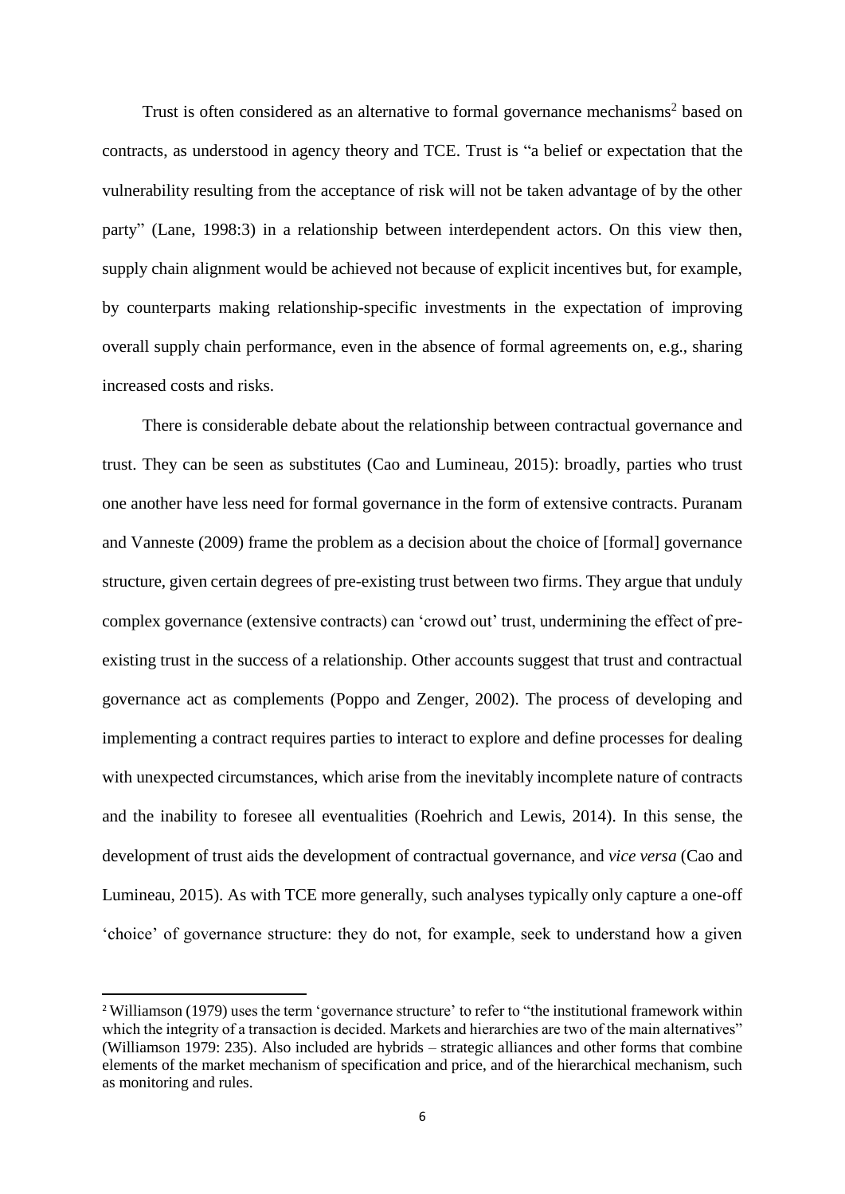Trust is often considered as an alternative to formal governance mechanisms[2] based on contracts, as understood in agency theory and TCE. Trust is "a belief or expectation that the vulnerability resulting from the acceptance of risk will not be taken advantage of by the other party" (Lane, 1998:3) in a relationship between interdependent actors. On this view then, supply chain alignment would be achieved not because of explicit incentives but, for example, by counterparts making relationship-specific investments in the expectation of improving overall supply chain performance, even in the absence of formal agreements on, e.g., sharing increased costs and risks.

There is considerable debate about the relationship between contractual governance and trust. They can be seen as substitutes (Cao and Lumineau, 2015): broadly, parties who trust one another have less need for formal governance in the form of extensive contracts. Puranam and Vanneste (2009) frame the problem as a decision about the choice of [formal] governance structure, given certain degrees of pre-existing trust between two firms. They argue that unduly complex governance (extensive contracts) can 'crowd out' trust, undermining the effect of pre-existing trust in the success of a relationship. Other accounts suggest that trust and contractual governance act as complements (Poppo and Zenger, 2002). The process of developing and implementing a contract requires parties to interact to explore and define processes for dealing with unexpected circumstances, which arise from the inevitably incomplete nature of contracts and the inability to foresee all eventualities (Roehrich and Lewis, 2014). In this sense, the development of trust aids the development of contractual governance, and *vice versa* (Cao and Lumineau, 2015). As with TCE more generally, such analyses typically only capture a one-off 'choice' of governance structure: they do not, for example, seek to understand how a given

[2] Williamson (1979) uses the term 'governance structure' to refer to "the institutional framework within which the integrity of a transaction is decided. Markets and hierarchies are two of the main alternatives" (Williamson 1979: 235). Also included are hybrids – strategic alliances and other forms that combine elements of the market mechanism of specification and price, and of the hierarchical mechanism, such as monitoring and rules.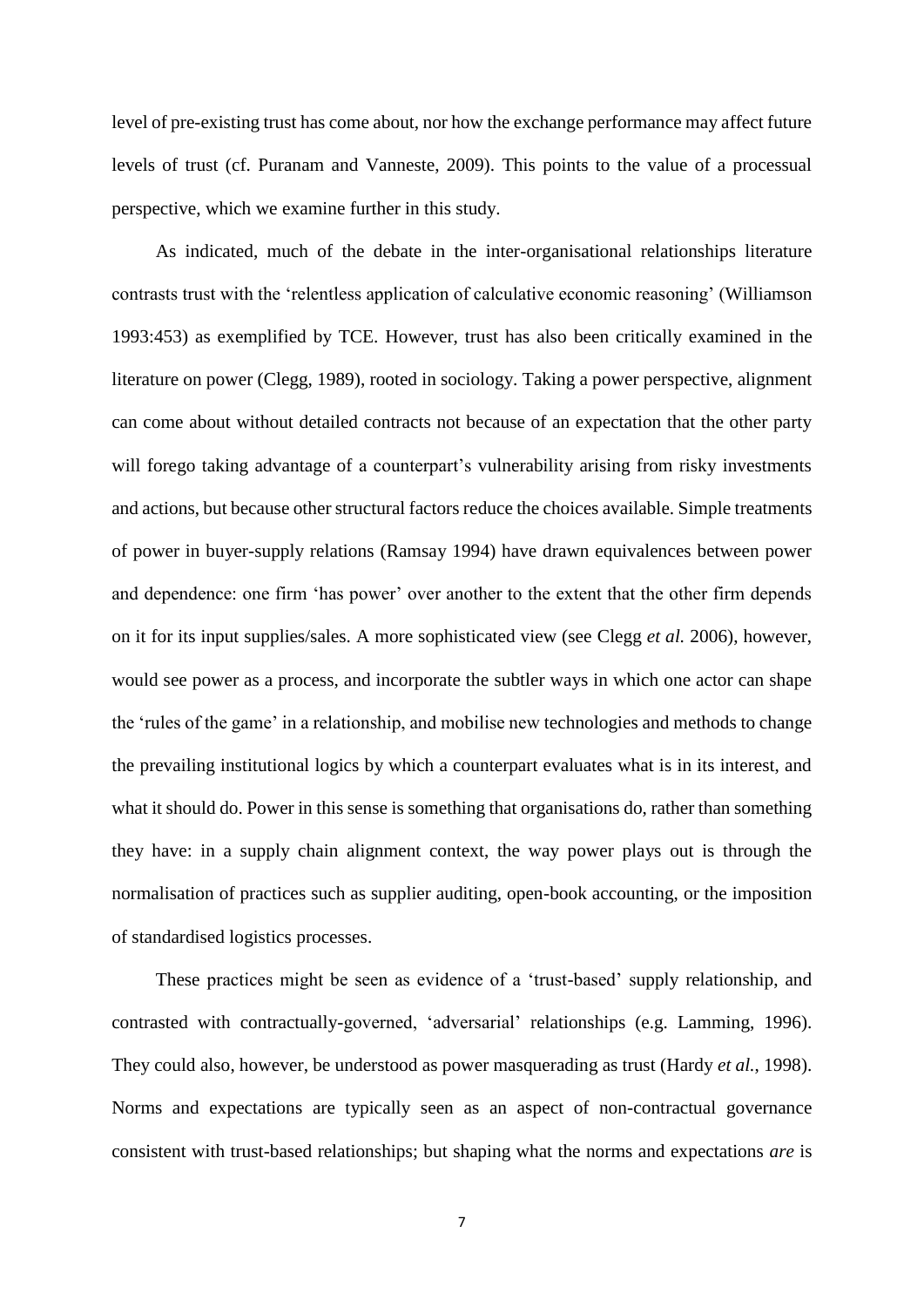level of pre-existing trust has come about, nor how the exchange performance may affect future levels of trust (cf. Puranam and Vanneste, 2009). This points to the value of a processual perspective, which we examine further in this study.

As indicated, much of the debate in the inter-organisational relationships literature contrasts trust with the 'relentless application of calculative economic reasoning' (Williamson 1993:453) as exemplified by TCE. However, trust has also been critically examined in the literature on power (Clegg, 1989), rooted in sociology. Taking a power perspective, alignment can come about without detailed contracts not because of an expectation that the other party will forego taking advantage of a counterpart's vulnerability arising from risky investments and actions, but because other structural factors reduce the choices available. Simple treatments of power in buyer-supply relations (Ramsay 1994) have drawn equivalences between power and dependence: one firm 'has power' over another to the extent that the other firm depends on it for its input supplies/sales. A more sophisticated view (see Clegg *et al.* 2006), however, would see power as a process, and incorporate the subtler ways in which one actor can shape the 'rules of the game' in a relationship, and mobilise new technologies and methods to change the prevailing institutional logics by which a counterpart evaluates what is in its interest, and what it should do. Power in this sense is something that organisations do, rather than something they have: in a supply chain alignment context, the way power plays out is through the normalisation of practices such as supplier auditing, open-book accounting, or the imposition of standardised logistics processes.

These practices might be seen as evidence of a 'trust-based' supply relationship, and contrasted with contractually-governed, 'adversarial' relationships (e.g. Lamming, 1996). They could also, however, be understood as power masquerading as trust (Hardy *et al.*, 1998). Norms and expectations are typically seen as an aspect of non-contractual governance consistent with trust-based relationships; but shaping what the norms and expectations *are* is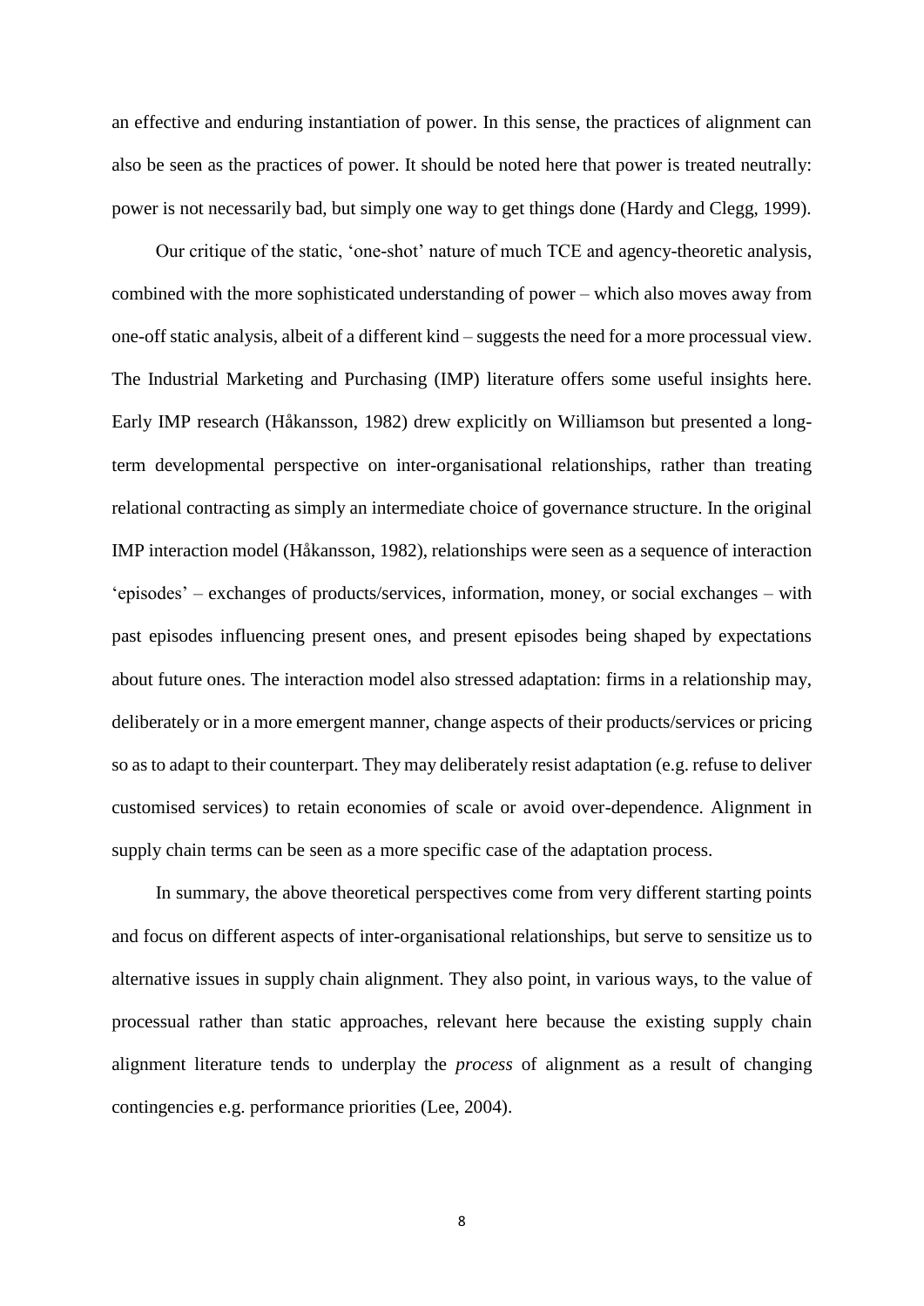an effective and enduring instantiation of power. In this sense, the practices of alignment can also be seen as the practices of power. It should be noted here that power is treated neutrally: power is not necessarily bad, but simply one way to get things done (Hardy and Clegg, 1999).

Our critique of the static, 'one-shot' nature of much TCE and agency-theoretic analysis, combined with the more sophisticated understanding of power – which also moves away from one-off static analysis, albeit of a different kind – suggests the need for a more processual view. The Industrial Marketing and Purchasing (IMP) literature offers some useful insights here. Early IMP research (Håkansson, 1982) drew explicitly on Williamson but presented a long-term developmental perspective on inter-organisational relationships, rather than treating relational contracting as simply an intermediate choice of governance structure. In the original IMP interaction model (Håkansson, 1982), relationships were seen as a sequence of interaction 'episodes' – exchanges of products/services, information, money, or social exchanges – with past episodes influencing present ones, and present episodes being shaped by expectations about future ones. The interaction model also stressed adaptation: firms in a relationship may, deliberately or in a more emergent manner, change aspects of their products/services or pricing so as to adapt to their counterpart. They may deliberately resist adaptation (e.g. refuse to deliver customised services) to retain economies of scale or avoid over-dependence. Alignment in supply chain terms can be seen as a more specific case of the adaptation process.

In summary, the above theoretical perspectives come from very different starting points and focus on different aspects of inter-organisational relationships, but serve to sensitize us to alternative issues in supply chain alignment. They also point, in various ways, to the value of processual rather than static approaches, relevant here because the existing supply chain alignment literature tends to underplay the *process* of alignment as a result of changing contingencies e.g. performance priorities (Lee, 2004).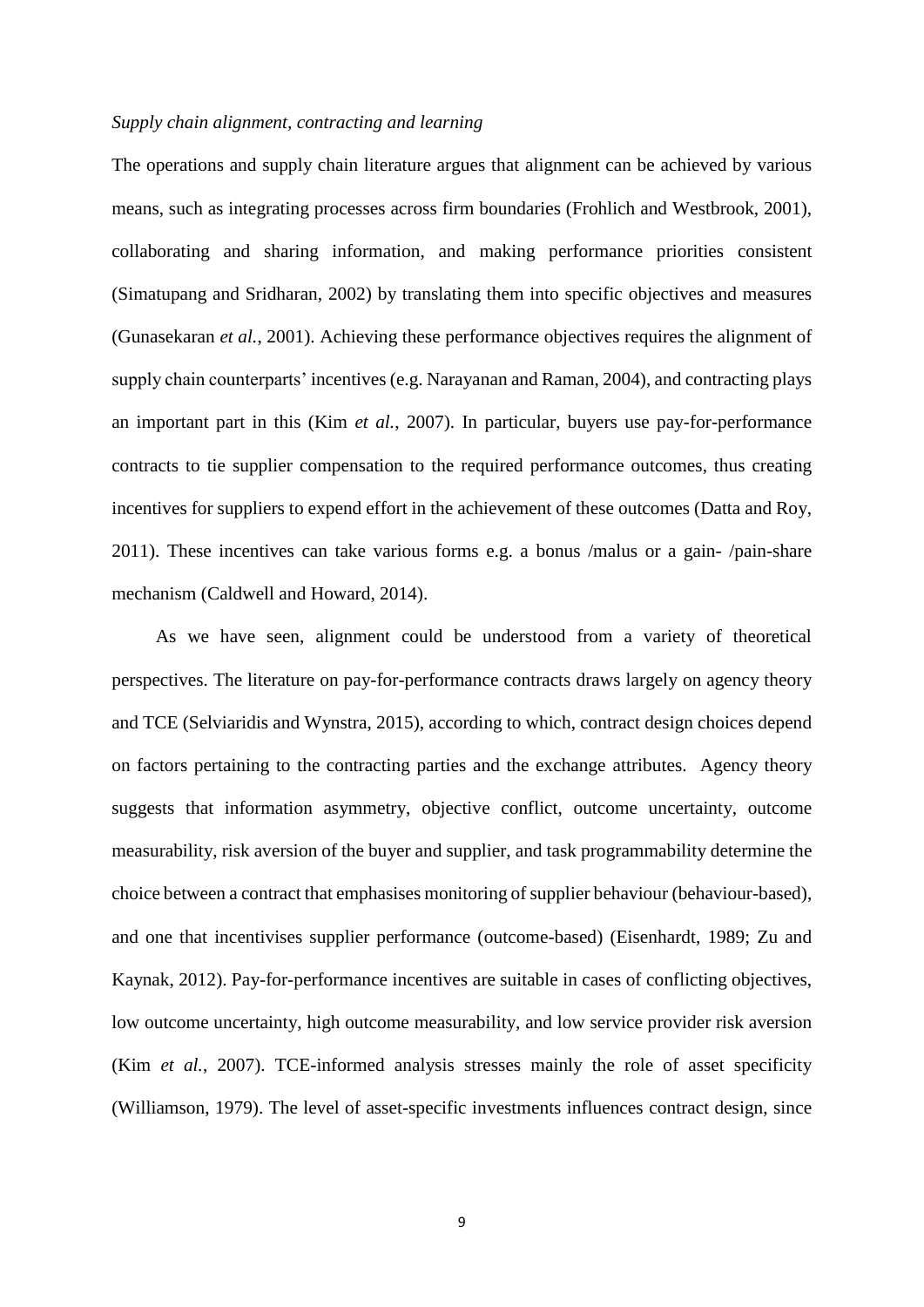*Supply chain alignment, contracting and learning*

The operations and supply chain literature argues that alignment can be achieved by various means, such as integrating processes across firm boundaries (Frohlich and Westbrook, 2001), collaborating and sharing information, and making performance priorities consistent (Simatupang and Sridharan, 2002) by translating them into specific objectives and measures (Gunasekaran *et al.*, 2001). Achieving these performance objectives requires the alignment of supply chain counterparts' incentives (e.g. Narayanan and Raman, 2004), and contracting plays an important part in this (Kim *et al.*, 2007). In particular, buyers use pay-for-performance contracts to tie supplier compensation to the required performance outcomes, thus creating incentives for suppliers to expend effort in the achievement of these outcomes (Datta and Roy, 2011). These incentives can take various forms e.g. a bonus /malus or a gain- /pain-share mechanism (Caldwell and Howard, 2014).

As we have seen, alignment could be understood from a variety of theoretical perspectives. The literature on pay-for-performance contracts draws largely on agency theory and TCE (Selviaridis and Wynstra, 2015), according to which, contract design choices depend on factors pertaining to the contracting parties and the exchange attributes. Agency theory suggests that information asymmetry, objective conflict, outcome uncertainty, outcome measurability, risk aversion of the buyer and supplier, and task programmability determine the choice between a contract that emphasises monitoring of supplier behaviour (behaviour-based), and one that incentivises supplier performance (outcome-based) (Eisenhardt, 1989; Zu and Kaynak, 2012). Pay-for-performance incentives are suitable in cases of conflicting objectives, low outcome uncertainty, high outcome measurability, and low service provider risk aversion (Kim *et al.*, 2007). TCE-informed analysis stresses mainly the role of asset specificity (Williamson, 1979). The level of asset-specific investments influences contract design, since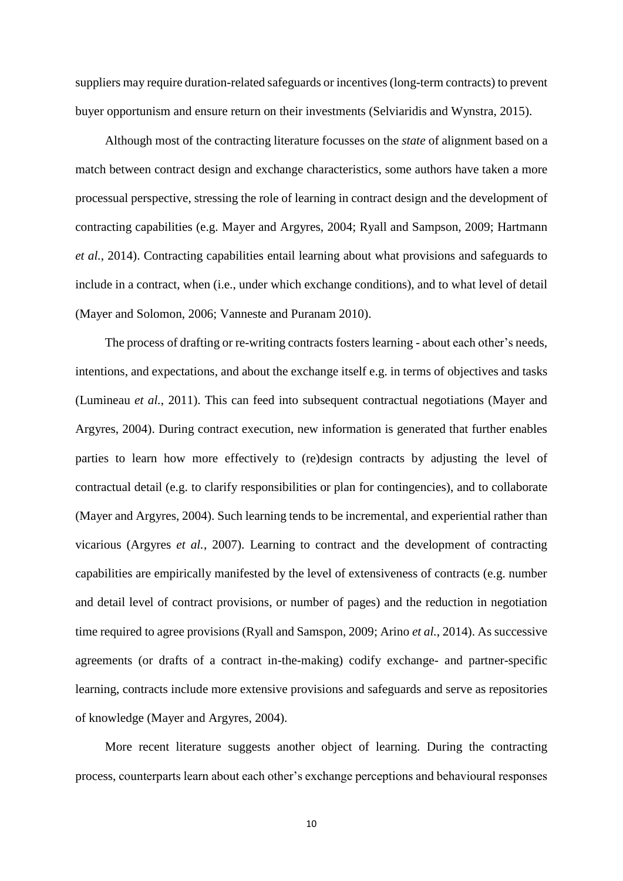suppliers may require duration-related safeguards or incentives (long-term contracts) to prevent buyer opportunism and ensure return on their investments (Selviaridis and Wynstra, 2015).

Although most of the contracting literature focusses on the *state* of alignment based on a match between contract design and exchange characteristics, some authors have taken a more processual perspective, stressing the role of learning in contract design and the development of contracting capabilities (e.g. Mayer and Argyres, 2004; Ryall and Sampson, 2009; Hartmann *et al.*, 2014). Contracting capabilities entail learning about what provisions and safeguards to include in a contract, when (i.e., under which exchange conditions), and to what level of detail (Mayer and Solomon, 2006; Vanneste and Puranam 2010).

The process of drafting or re-writing contracts fosters learning - about each other's needs, intentions, and expectations, and about the exchange itself e.g. in terms of objectives and tasks (Lumineau *et al.*, 2011). This can feed into subsequent contractual negotiations (Mayer and Argyres, 2004). During contract execution, new information is generated that further enables parties to learn how more effectively to (re)design contracts by adjusting the level of contractual detail (e.g. to clarify responsibilities or plan for contingencies), and to collaborate (Mayer and Argyres, 2004). Such learning tends to be incremental, and experiential rather than vicarious (Argyres *et al.*, 2007). Learning to contract and the development of contracting capabilities are empirically manifested by the level of extensiveness of contracts (e.g. number and detail level of contract provisions, or number of pages) and the reduction in negotiation time required to agree provisions (Ryall and Samspon, 2009; Arino *et al.*, 2014). As successive agreements (or drafts of a contract in-the-making) codify exchange- and partner-specific learning, contracts include more extensive provisions and safeguards and serve as repositories of knowledge (Mayer and Argyres, 2004).

More recent literature suggests another object of learning. During the contracting process, counterparts learn about each other's exchange perceptions and behavioural responses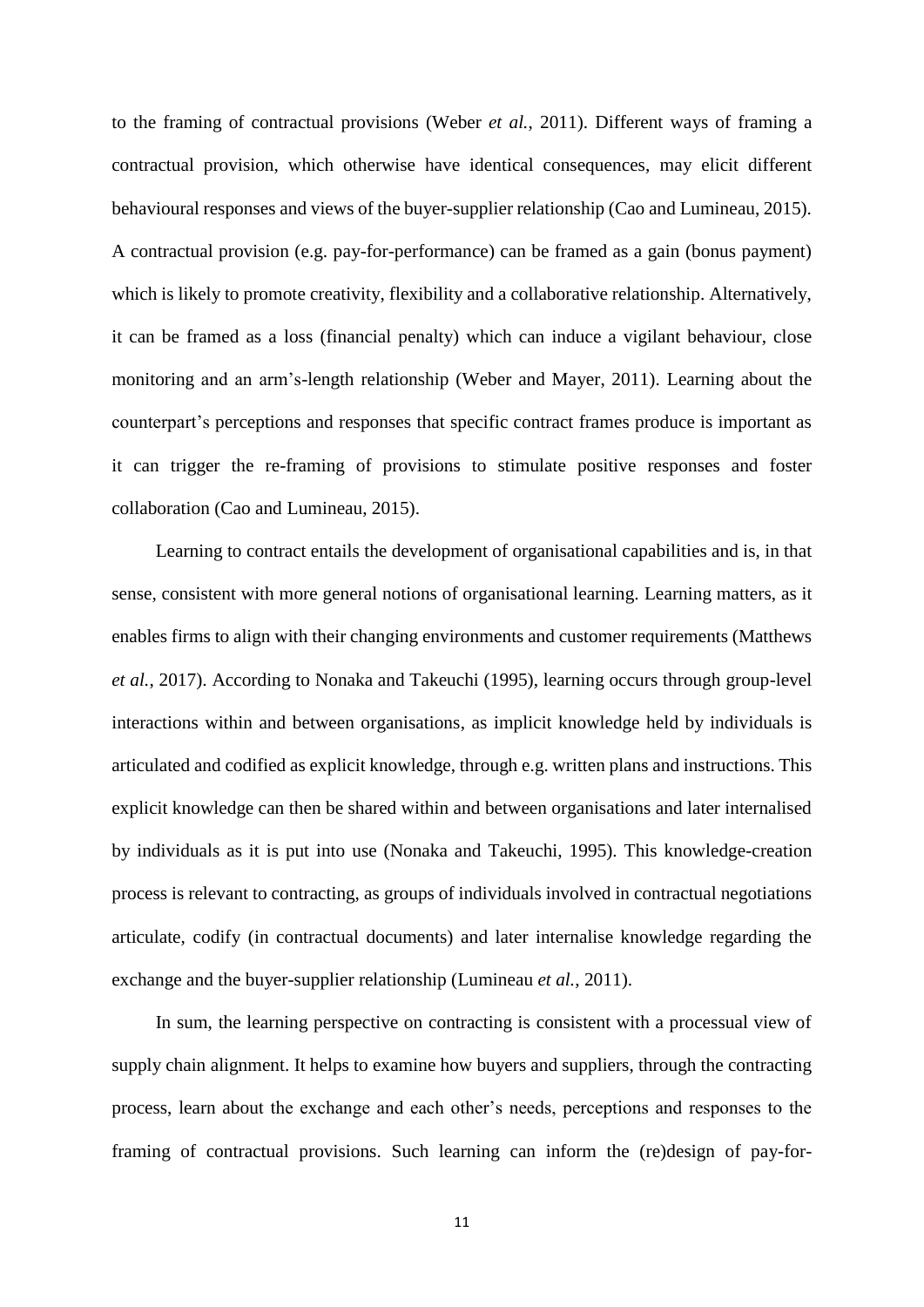to the framing of contractual provisions (Weber *et al.*, 2011). Different ways of framing a contractual provision, which otherwise have identical consequences, may elicit different behavioural responses and views of the buyer-supplier relationship (Cao and Lumineau, 2015). A contractual provision (e.g. pay-for-performance) can be framed as a gain (bonus payment) which is likely to promote creativity, flexibility and a collaborative relationship. Alternatively, it can be framed as a loss (financial penalty) which can induce a vigilant behaviour, close monitoring and an arm's-length relationship (Weber and Mayer, 2011). Learning about the counterpart's perceptions and responses that specific contract frames produce is important as it can trigger the re-framing of provisions to stimulate positive responses and foster collaboration (Cao and Lumineau, 2015).

Learning to contract entails the development of organisational capabilities and is, in that sense, consistent with more general notions of organisational learning. Learning matters, as it enables firms to align with their changing environments and customer requirements (Matthews *et al.*, 2017). According to Nonaka and Takeuchi (1995), learning occurs through group-level interactions within and between organisations, as implicit knowledge held by individuals is articulated and codified as explicit knowledge, through e.g. written plans and instructions. This explicit knowledge can then be shared within and between organisations and later internalised by individuals as it is put into use (Nonaka and Takeuchi, 1995). This knowledge-creation process is relevant to contracting, as groups of individuals involved in contractual negotiations articulate, codify (in contractual documents) and later internalise knowledge regarding the exchange and the buyer-supplier relationship (Lumineau *et al.*, 2011).

In sum, the learning perspective on contracting is consistent with a processual view of supply chain alignment. It helps to examine how buyers and suppliers, through the contracting process, learn about the exchange and each other's needs, perceptions and responses to the framing of contractual provisions. Such learning can inform the (re)design of pay-for-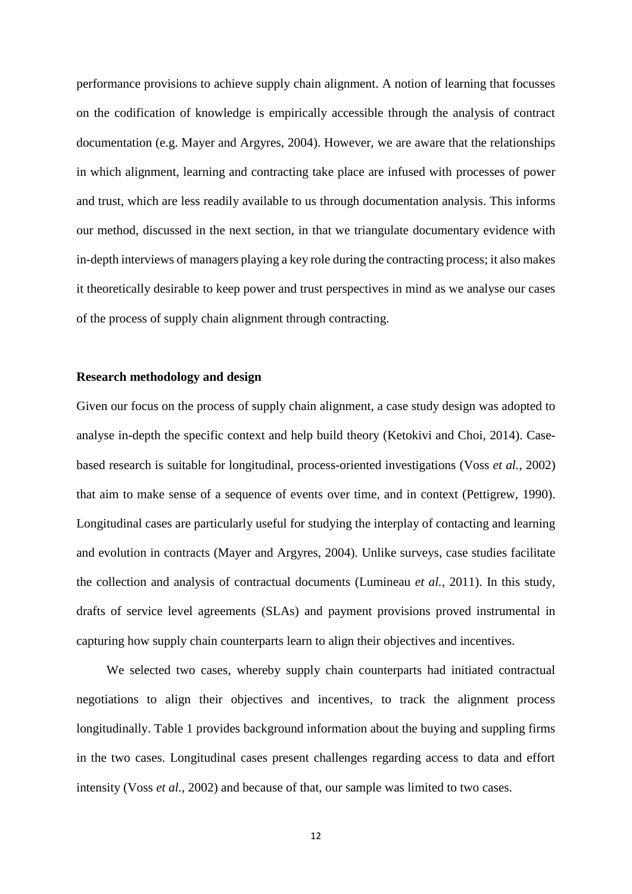performance provisions to achieve supply chain alignment. A notion of learning that focusses on the codification of knowledge is empirically accessible through the analysis of contract documentation (e.g. Mayer and Argyres, 2004). However, we are aware that the relationships in which alignment, learning and contracting take place are infused with processes of power and trust, which are less readily available to us through documentation analysis. This informs our method, discussed in the next section, in that we triangulate documentary evidence with in-depth interviews of managers playing a key role during the contracting process; it also makes it theoretically desirable to keep power and trust perspectives in mind as we analyse our cases of the process of supply chain alignment through contracting.

**Research methodology and design**

Given our focus on the process of supply chain alignment, a case study design was adopted to analyse in-depth the specific context and help build theory (Ketokivi and Choi, 2014). Case-based research is suitable for longitudinal, process-oriented investigations (Voss *et al.*, 2002) that aim to make sense of a sequence of events over time, and in context (Pettigrew, 1990). Longitudinal cases are particularly useful for studying the interplay of contacting and learning and evolution in contracts (Mayer and Argyres, 2004). Unlike surveys, case studies facilitate the collection and analysis of contractual documents (Lumineau *et al.*, 2011). In this study, drafts of service level agreements (SLAs) and payment provisions proved instrumental in capturing how supply chain counterparts learn to align their objectives and incentives.

We selected two cases, whereby supply chain counterparts had initiated contractual negotiations to align their objectives and incentives, to track the alignment process longitudinally. Table 1 provides background information about the buying and suppling firms in the two cases. Longitudinal cases present challenges regarding access to data and effort intensity (Voss *et al.*, 2002) and because of that, our sample was limited to two cases.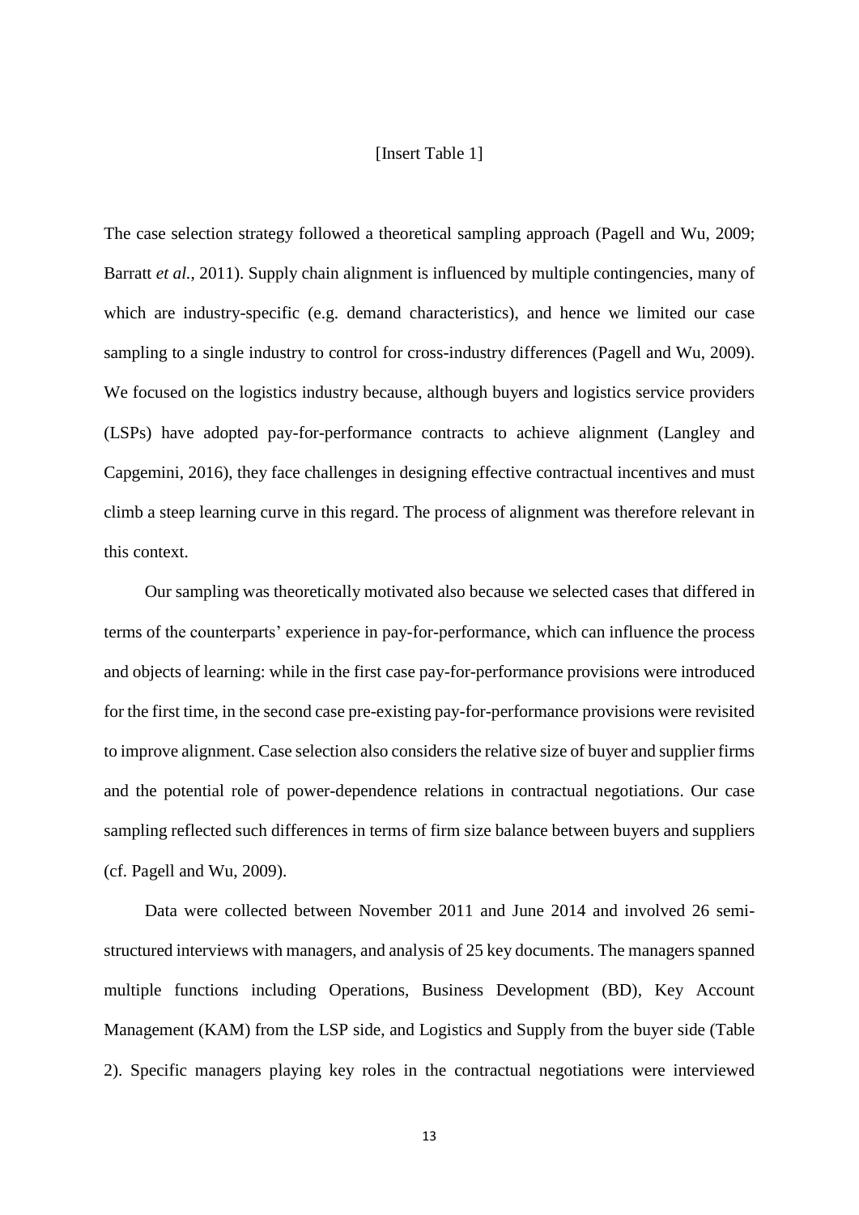[Insert Table 1]

The case selection strategy followed a theoretical sampling approach (Pagell and Wu, 2009; Barratt *et al.*, 2011). Supply chain alignment is influenced by multiple contingencies, many of which are industry-specific (e.g. demand characteristics), and hence we limited our case sampling to a single industry to control for cross-industry differences (Pagell and Wu, 2009). We focused on the logistics industry because, although buyers and logistics service providers (LSPs) have adopted pay-for-performance contracts to achieve alignment (Langley and Capgemini, 2016), they face challenges in designing effective contractual incentives and must climb a steep learning curve in this regard. The process of alignment was therefore relevant in this context.

Our sampling was theoretically motivated also because we selected cases that differed in terms of the counterparts' experience in pay-for-performance, which can influence the process and objects of learning: while in the first case pay-for-performance provisions were introduced for the first time, in the second case pre-existing pay-for-performance provisions were revisited to improve alignment. Case selection also considers the relative size of buyer and supplier firms and the potential role of power-dependence relations in contractual negotiations. Our case sampling reflected such differences in terms of firm size balance between buyers and suppliers (cf. Pagell and Wu, 2009).

Data were collected between November 2011 and June 2014 and involved 26 semi-structured interviews with managers, and analysis of 25 key documents. The managers spanned multiple functions including Operations, Business Development (BD), Key Account Management (KAM) from the LSP side, and Logistics and Supply from the buyer side (Table 2). Specific managers playing key roles in the contractual negotiations were interviewed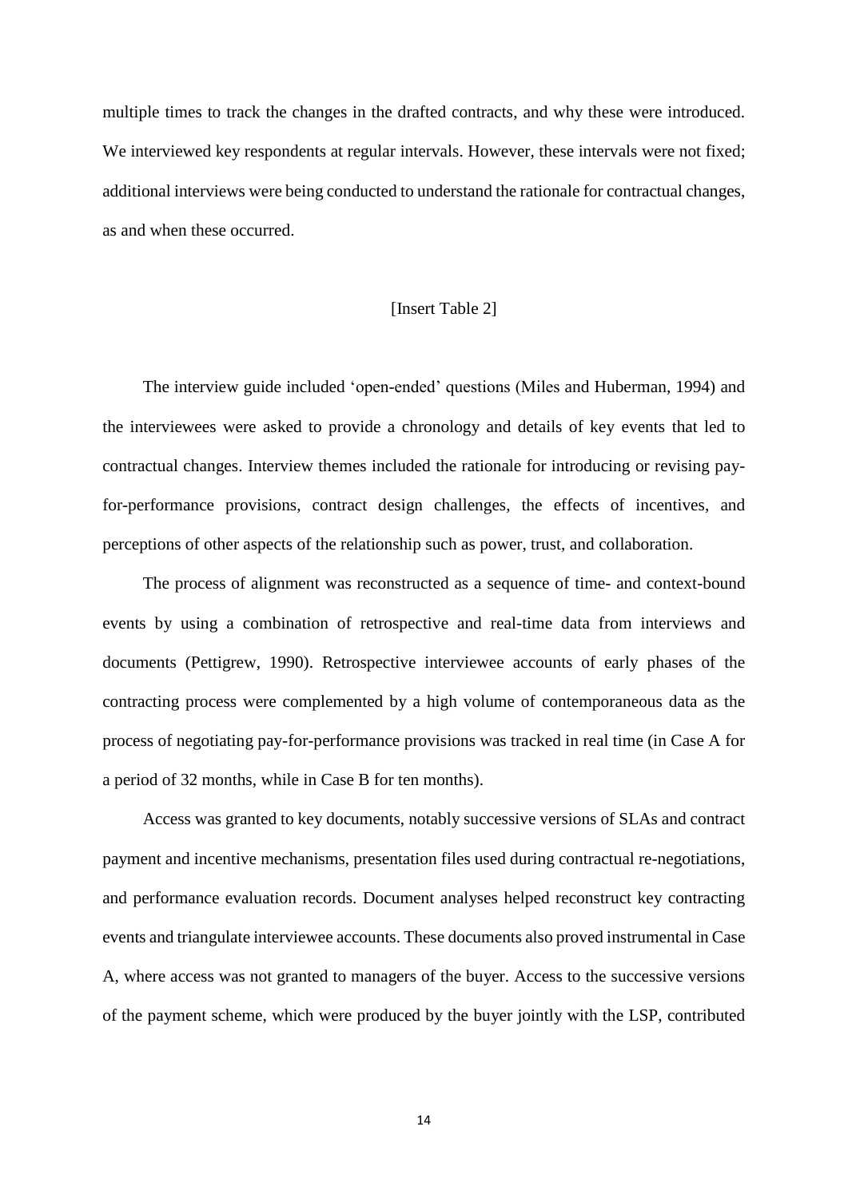multiple times to track the changes in the drafted contracts, and why these were introduced. We interviewed key respondents at regular intervals. However, these intervals were not fixed; additional interviews were being conducted to understand the rationale for contractual changes, as and when these occurred.

[Insert Table 2]

The interview guide included 'open-ended' questions (Miles and Huberman, 1994) and the interviewees were asked to provide a chronology and details of key events that led to contractual changes. Interview themes included the rationale for introducing or revising pay-for-performance provisions, contract design challenges, the effects of incentives, and perceptions of other aspects of the relationship such as power, trust, and collaboration.

The process of alignment was reconstructed as a sequence of time- and context-bound events by using a combination of retrospective and real-time data from interviews and documents (Pettigrew, 1990). Retrospective interviewee accounts of early phases of the contracting process were complemented by a high volume of contemporaneous data as the process of negotiating pay-for-performance provisions was tracked in real time (in Case A for a period of 32 months, while in Case B for ten months).

Access was granted to key documents, notably successive versions of SLAs and contract payment and incentive mechanisms, presentation files used during contractual re-negotiations, and performance evaluation records. Document analyses helped reconstruct key contracting events and triangulate interviewee accounts. These documents also proved instrumental in Case A, where access was not granted to managers of the buyer. Access to the successive versions of the payment scheme, which were produced by the buyer jointly with the LSP, contributed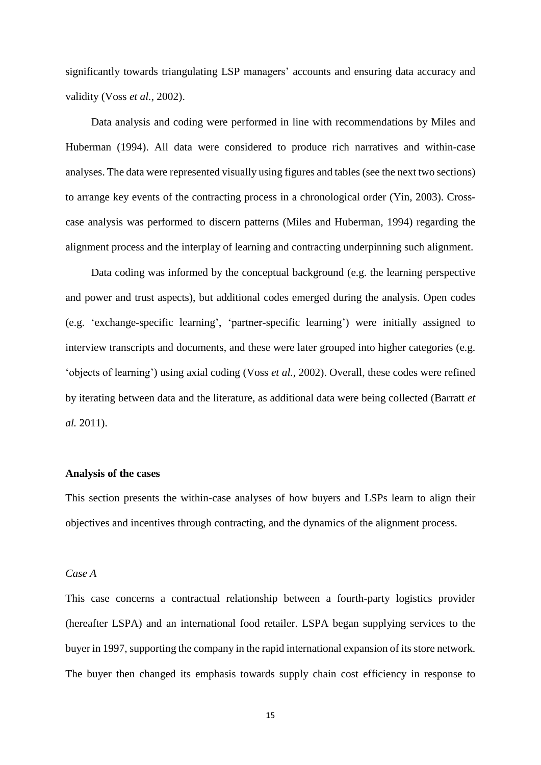significantly towards triangulating LSP managers' accounts and ensuring data accuracy and validity (Voss *et al.*, 2002).

Data analysis and coding were performed in line with recommendations by Miles and Huberman (1994). All data were considered to produce rich narratives and within-case analyses. The data were represented visually using figures and tables (see the next two sections) to arrange key events of the contracting process in a chronological order (Yin, 2003). Cross-case analysis was performed to discern patterns (Miles and Huberman, 1994) regarding the alignment process and the interplay of learning and contracting underpinning such alignment.

Data coding was informed by the conceptual background (e.g. the learning perspective and power and trust aspects), but additional codes emerged during the analysis. Open codes (e.g. 'exchange-specific learning', 'partner-specific learning') were initially assigned to interview transcripts and documents, and these were later grouped into higher categories (e.g. 'objects of learning') using axial coding (Voss *et al.*, 2002). Overall, these codes were refined by iterating between data and the literature, as additional data were being collected (Barratt *et al.* 2011).

**Analysis of the cases**

This section presents the within-case analyses of how buyers and LSPs learn to align their objectives and incentives through contracting, and the dynamics of the alignment process.

*Case A*

This case concerns a contractual relationship between a fourth-party logistics provider (hereafter LSPA) and an international food retailer. LSPA began supplying services to the buyer in 1997, supporting the company in the rapid international expansion of its store network. The buyer then changed its emphasis towards supply chain cost efficiency in response to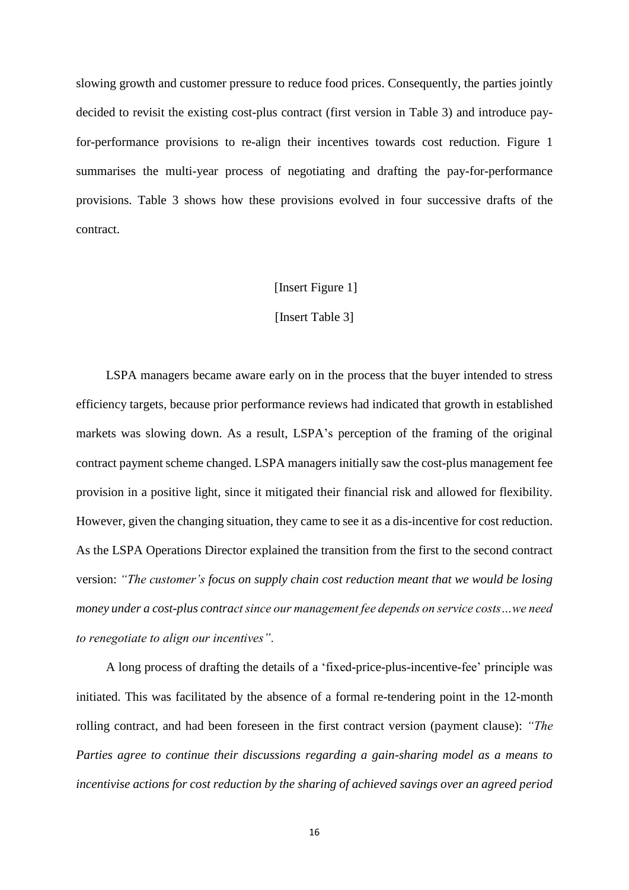slowing growth and customer pressure to reduce food prices. Consequently, the parties jointly decided to revisit the existing cost-plus contract (first version in Table 3) and introduce pay-for-performance provisions to re-align their incentives towards cost reduction. Figure 1 summarises the multi-year process of negotiating and drafting the pay-for-performance provisions. Table 3 shows how these provisions evolved in four successive drafts of the contract.

[Insert Figure 1]

[Insert Table 3]

LSPA managers became aware early on in the process that the buyer intended to stress efficiency targets, because prior performance reviews had indicated that growth in established markets was slowing down. As a result, LSPA's perception of the framing of the original contract payment scheme changed. LSPA managers initially saw the cost-plus management fee provision in a positive light, since it mitigated their financial risk and allowed for flexibility. However, given the changing situation, they came to see it as a dis-incentive for cost reduction. As the LSPA Operations Director explained the transition from the first to the second contract version: *"The customer's focus on supply chain cost reduction meant that we would be losing money under a cost-plus contract since our management fee depends on service costs…we need to renegotiate to align our incentives".*

A long process of drafting the details of a 'fixed-price-plus-incentive-fee' principle was initiated. This was facilitated by the absence of a formal re-tendering point in the 12-month rolling contract, and had been foreseen in the first contract version (payment clause): *"The Parties agree to continue their discussions regarding a gain-sharing model as a means to incentivise actions for cost reduction by the sharing of achieved savings over an agreed period*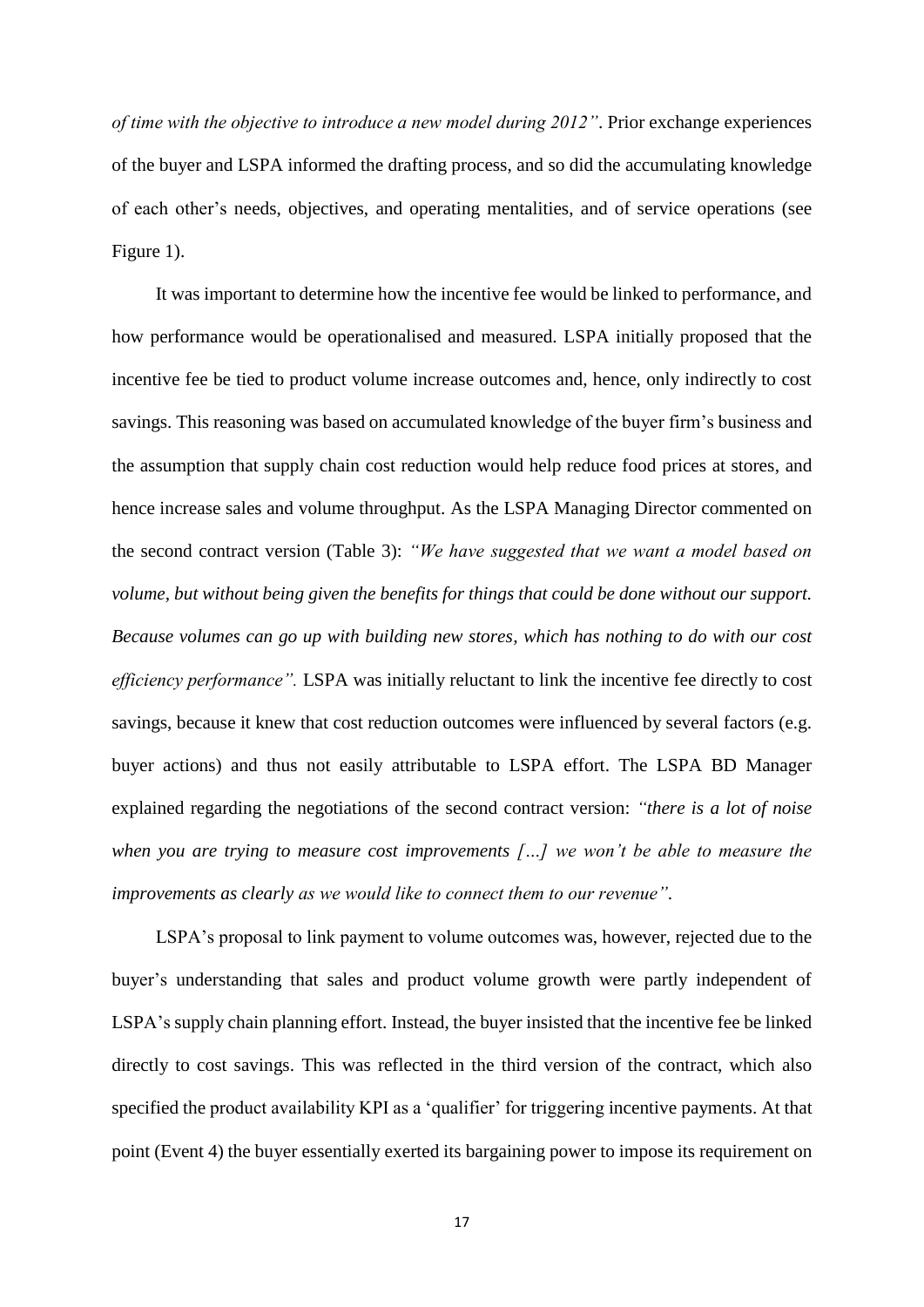*of time with the objective to introduce a new model during 2012"*. Prior exchange experiences of the buyer and LSPA informed the drafting process, and so did the accumulating knowledge of each other's needs, objectives, and operating mentalities, and of service operations (see Figure 1).

It was important to determine how the incentive fee would be linked to performance, and how performance would be operationalised and measured. LSPA initially proposed that the incentive fee be tied to product volume increase outcomes and, hence, only indirectly to cost savings. This reasoning was based on accumulated knowledge of the buyer firm's business and the assumption that supply chain cost reduction would help reduce food prices at stores, and hence increase sales and volume throughput. As the LSPA Managing Director commented on the second contract version (Table 3): *"We have suggested that we want a model based on volume, but without being given the benefits for things that could be done without our support. Because volumes can go up with building new stores, which has nothing to do with our cost efficiency performance".* LSPA was initially reluctant to link the incentive fee directly to cost savings, because it knew that cost reduction outcomes were influenced by several factors (e.g. buyer actions) and thus not easily attributable to LSPA effort. The LSPA BD Manager explained regarding the negotiations of the second contract version: *"there is a lot of noise when you are trying to measure cost improvements […] we won't be able to measure the improvements as clearly as we would like to connect them to our revenue"*.

LSPA's proposal to link payment to volume outcomes was, however, rejected due to the buyer's understanding that sales and product volume growth were partly independent of LSPA's supply chain planning effort. Instead, the buyer insisted that the incentive fee be linked directly to cost savings. This was reflected in the third version of the contract, which also specified the product availability KPI as a 'qualifier' for triggering incentive payments. At that point (Event 4) the buyer essentially exerted its bargaining power to impose its requirement on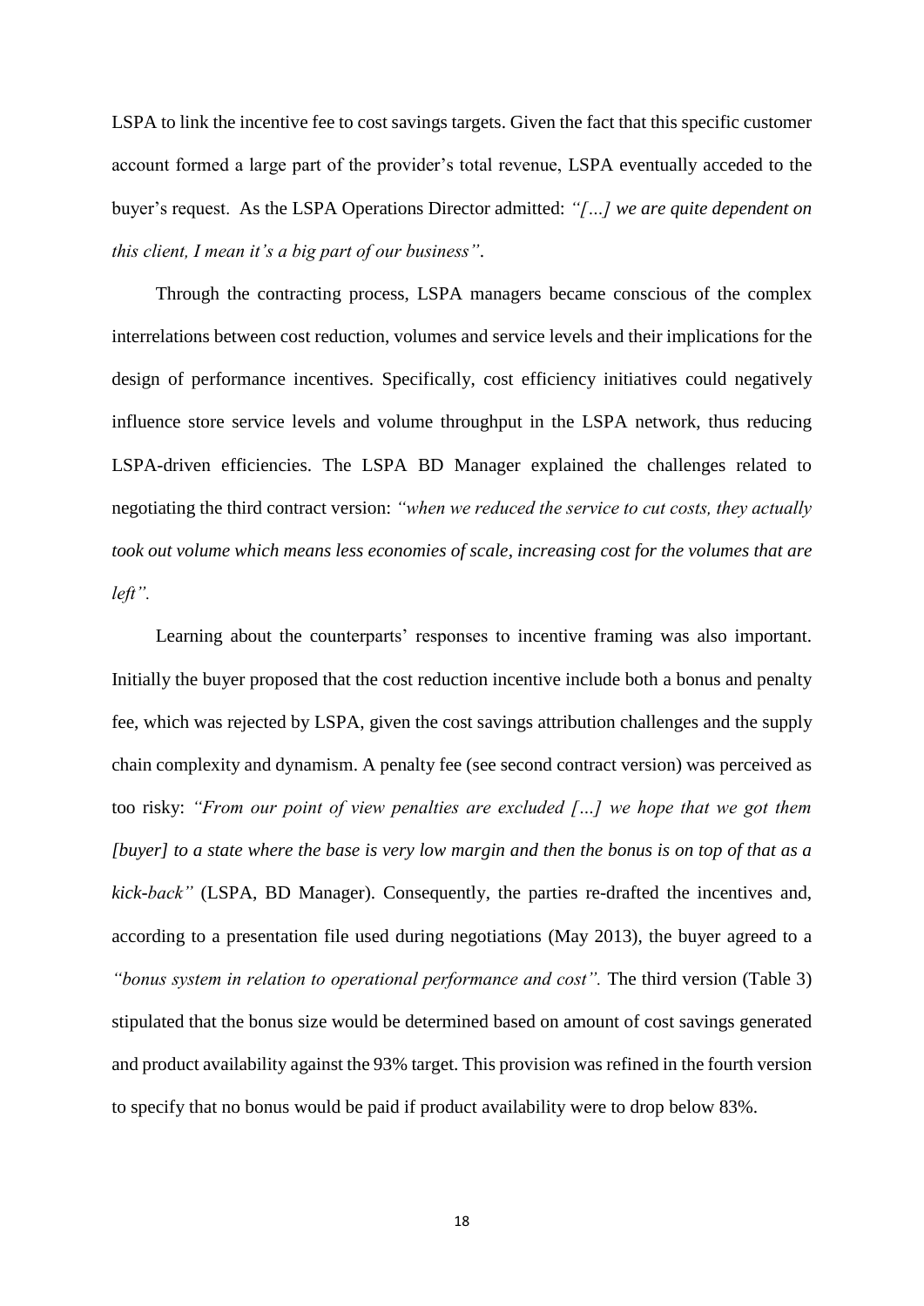LSPA to link the incentive fee to cost savings targets. Given the fact that this specific customer account formed a large part of the provider's total revenue, LSPA eventually acceded to the buyer's request. As the LSPA Operations Director admitted: *"[…] we are quite dependent on this client, I mean it's a big part of our business"*.

Through the contracting process, LSPA managers became conscious of the complex interrelations between cost reduction, volumes and service levels and their implications for the design of performance incentives. Specifically, cost efficiency initiatives could negatively influence store service levels and volume throughput in the LSPA network, thus reducing LSPA-driven efficiencies. The LSPA BD Manager explained the challenges related to negotiating the third contract version: *"when we reduced the service to cut costs, they actually took out volume which means less economies of scale, increasing cost for the volumes that are left".*

Learning about the counterparts' responses to incentive framing was also important. Initially the buyer proposed that the cost reduction incentive include both a bonus and penalty fee, which was rejected by LSPA, given the cost savings attribution challenges and the supply chain complexity and dynamism. A penalty fee (see second contract version) was perceived as too risky: *"From our point of view penalties are excluded […] we hope that we got them [buyer] to a state where the base is very low margin and then the bonus is on top of that as a kick-back"* (LSPA, BD Manager). Consequently, the parties re-drafted the incentives and, according to a presentation file used during negotiations (May 2013), the buyer agreed to a *"bonus system in relation to operational performance and cost".* The third version (Table 3) stipulated that the bonus size would be determined based on amount of cost savings generated and product availability against the 93% target. This provision was refined in the fourth version to specify that no bonus would be paid if product availability were to drop below 83%.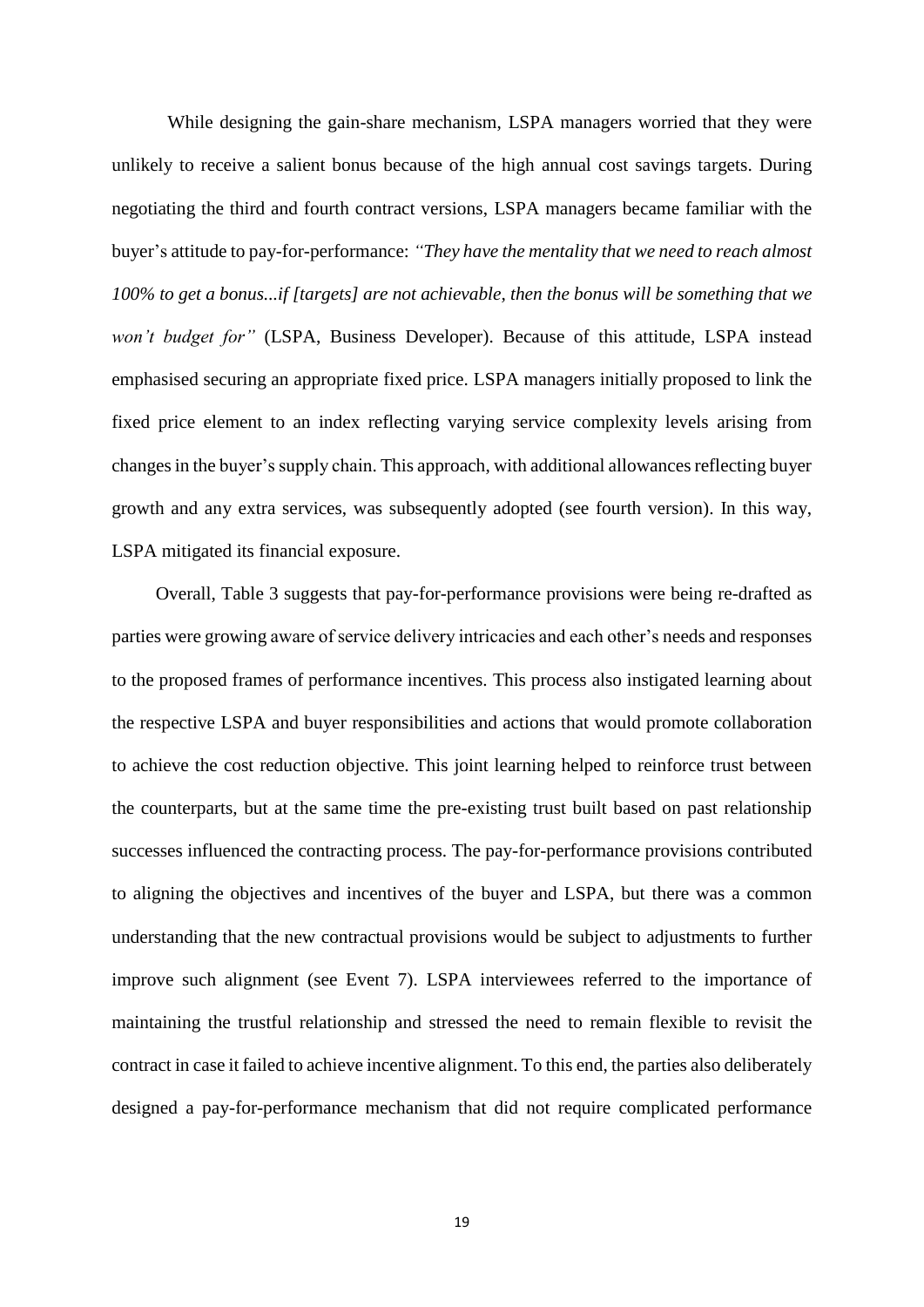While designing the gain-share mechanism, LSPA managers worried that they were unlikely to receive a salient bonus because of the high annual cost savings targets. During negotiating the third and fourth contract versions, LSPA managers became familiar with the buyer's attitude to pay-for-performance: *"They have the mentality that we need to reach almost 100% to get a bonus...if [targets] are not achievable, then the bonus will be something that we won't budget for"* (LSPA, Business Developer). Because of this attitude, LSPA instead emphasised securing an appropriate fixed price. LSPA managers initially proposed to link the fixed price element to an index reflecting varying service complexity levels arising from changes in the buyer's supply chain. This approach, with additional allowances reflecting buyer growth and any extra services, was subsequently adopted (see fourth version). In this way, LSPA mitigated its financial exposure.

Overall, Table 3 suggests that pay-for-performance provisions were being re-drafted as parties were growing aware of service delivery intricacies and each other's needs and responses to the proposed frames of performance incentives. This process also instigated learning about the respective LSPA and buyer responsibilities and actions that would promote collaboration to achieve the cost reduction objective. This joint learning helped to reinforce trust between the counterparts, but at the same time the pre-existing trust built based on past relationship successes influenced the contracting process. The pay-for-performance provisions contributed to aligning the objectives and incentives of the buyer and LSPA, but there was a common understanding that the new contractual provisions would be subject to adjustments to further improve such alignment (see Event 7). LSPA interviewees referred to the importance of maintaining the trustful relationship and stressed the need to remain flexible to revisit the contract in case it failed to achieve incentive alignment. To this end, the parties also deliberately designed a pay-for-performance mechanism that did not require complicated performance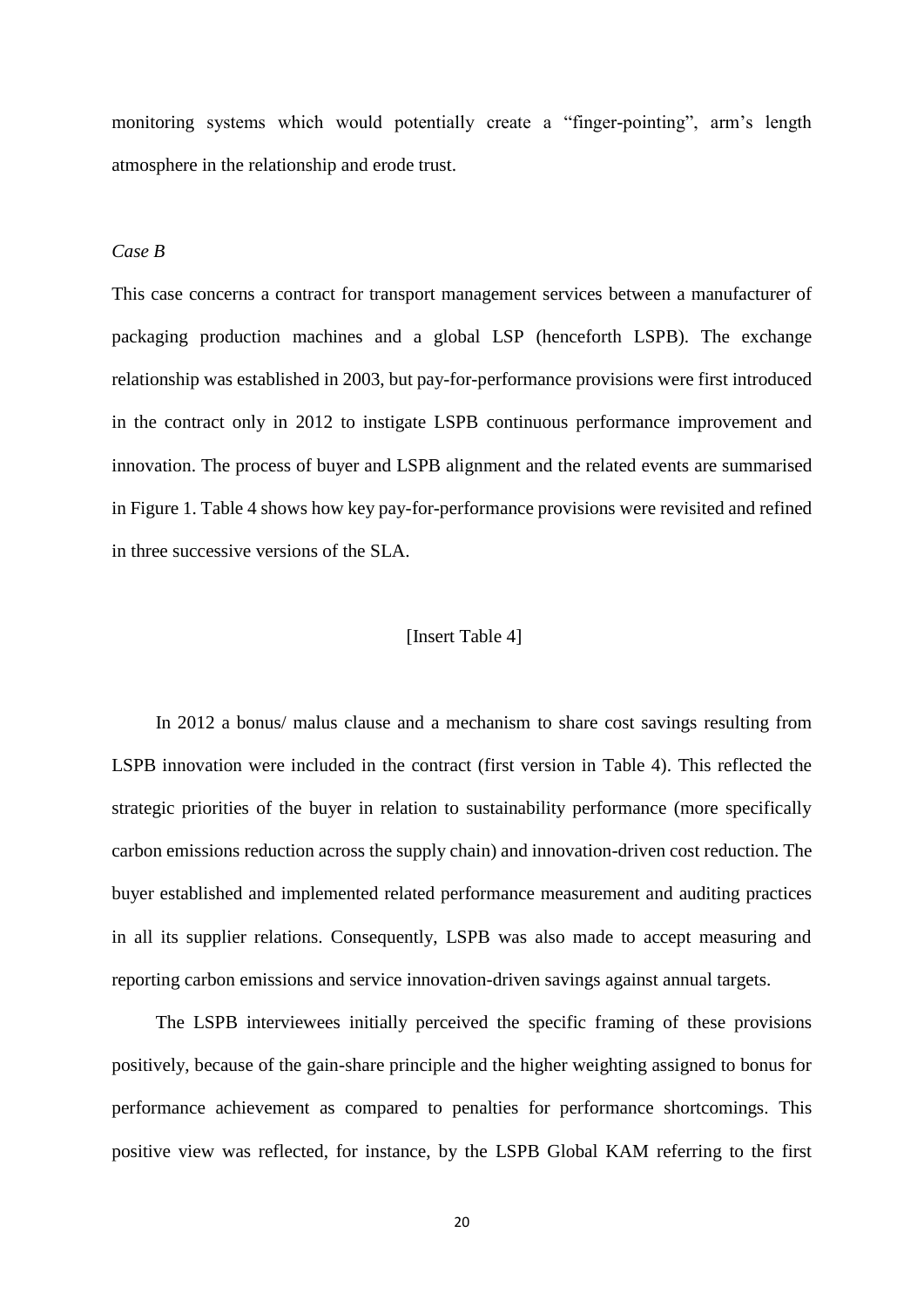monitoring systems which would potentially create a "finger-pointing", arm's length atmosphere in the relationship and erode trust.

*Case B*

This case concerns a contract for transport management services between a manufacturer of packaging production machines and a global LSP (henceforth LSPB). The exchange relationship was established in 2003, but pay-for-performance provisions were first introduced in the contract only in 2012 to instigate LSPB continuous performance improvement and innovation. The process of buyer and LSPB alignment and the related events are summarised in Figure 1. Table 4 shows how key pay-for-performance provisions were revisited and refined in three successive versions of the SLA.

[Insert Table 4]

In 2012 a bonus/ malus clause and a mechanism to share cost savings resulting from LSPB innovation were included in the contract (first version in Table 4). This reflected the strategic priorities of the buyer in relation to sustainability performance (more specifically carbon emissions reduction across the supply chain) and innovation-driven cost reduction. The buyer established and implemented related performance measurement and auditing practices in all its supplier relations. Consequently, LSPB was also made to accept measuring and reporting carbon emissions and service innovation-driven savings against annual targets.

The LSPB interviewees initially perceived the specific framing of these provisions positively, because of the gain-share principle and the higher weighting assigned to bonus for performance achievement as compared to penalties for performance shortcomings. This positive view was reflected, for instance, by the LSPB Global KAM referring to the first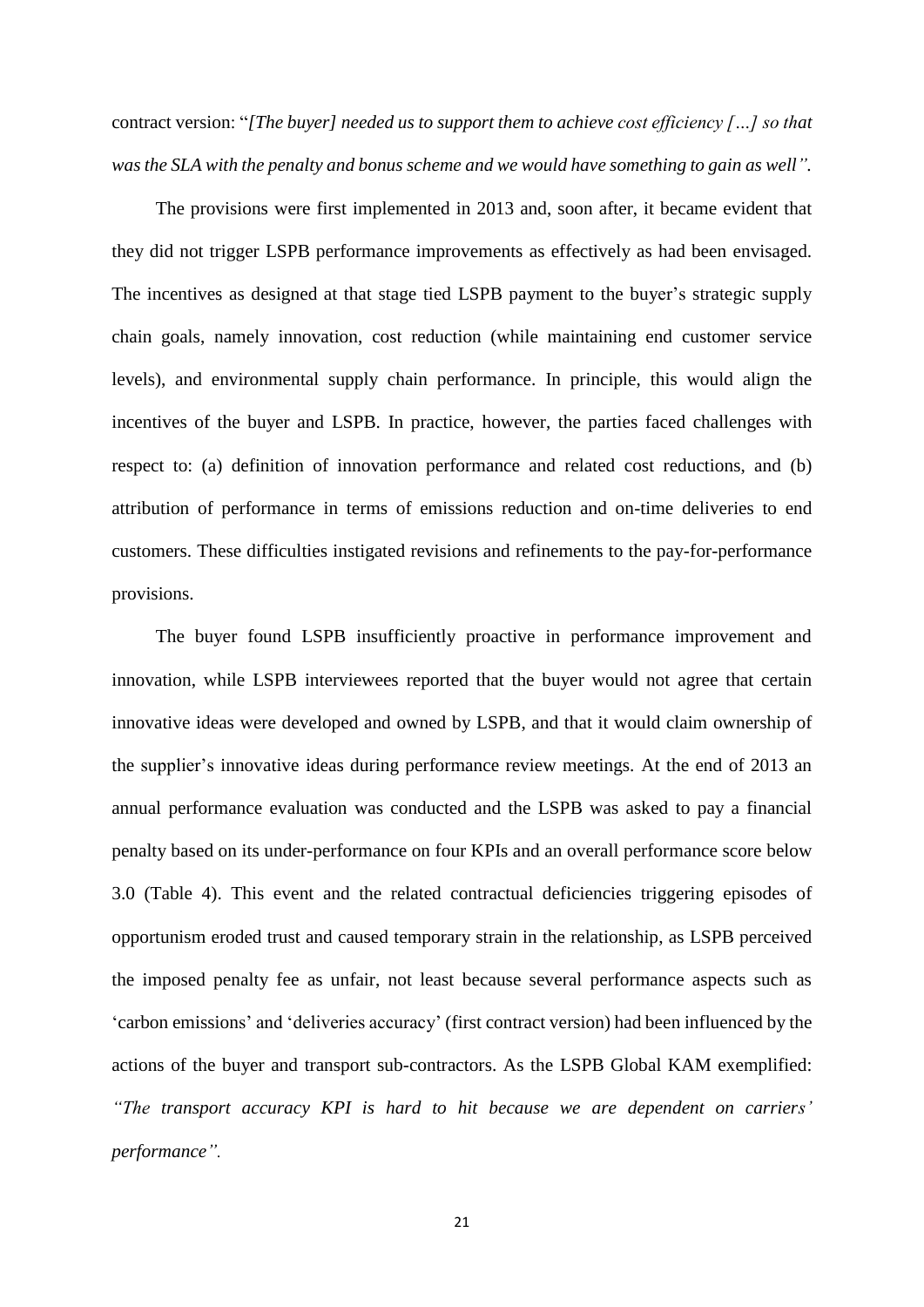contract version: "*[The buyer] needed us to support them to achieve cost efficiency […] so that was the SLA with the penalty and bonus scheme and we would have something to gain as well"*.

The provisions were first implemented in 2013 and, soon after, it became evident that they did not trigger LSPB performance improvements as effectively as had been envisaged. The incentives as designed at that stage tied LSPB payment to the buyer's strategic supply chain goals, namely innovation, cost reduction (while maintaining end customer service levels), and environmental supply chain performance. In principle, this would align the incentives of the buyer and LSPB. In practice, however, the parties faced challenges with respect to: (a) definition of innovation performance and related cost reductions, and (b) attribution of performance in terms of emissions reduction and on-time deliveries to end customers. These difficulties instigated revisions and refinements to the pay-for-performance provisions.

The buyer found LSPB insufficiently proactive in performance improvement and innovation, while LSPB interviewees reported that the buyer would not agree that certain innovative ideas were developed and owned by LSPB, and that it would claim ownership of the supplier's innovative ideas during performance review meetings. At the end of 2013 an annual performance evaluation was conducted and the LSPB was asked to pay a financial penalty based on its under-performance on four KPIs and an overall performance score below 3.0 (Table 4). This event and the related contractual deficiencies triggering episodes of opportunism eroded trust and caused temporary strain in the relationship, as LSPB perceived the imposed penalty fee as unfair, not least because several performance aspects such as 'carbon emissions' and 'deliveries accuracy' (first contract version) had been influenced by the actions of the buyer and transport sub-contractors. As the LSPB Global KAM exemplified: *"The transport accuracy KPI is hard to hit because we are dependent on carriers' performance"*.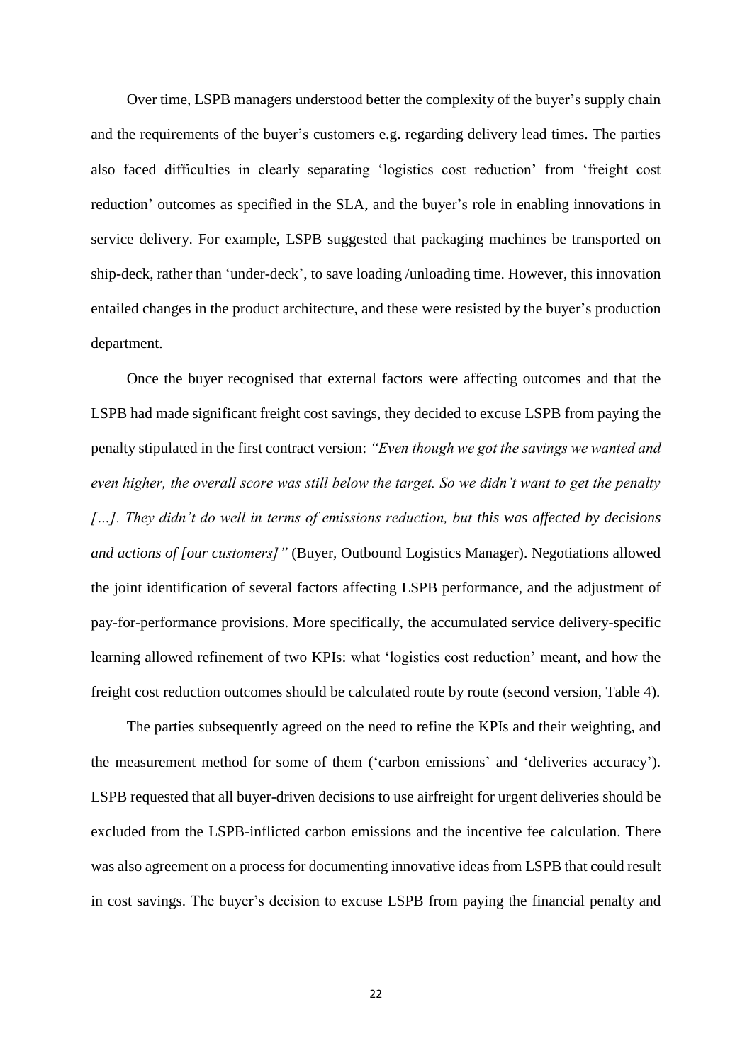Over time, LSPB managers understood better the complexity of the buyer's supply chain and the requirements of the buyer's customers e.g. regarding delivery lead times. The parties also faced difficulties in clearly separating 'logistics cost reduction' from 'freight cost reduction' outcomes as specified in the SLA, and the buyer's role in enabling innovations in service delivery. For example, LSPB suggested that packaging machines be transported on ship-deck, rather than 'under-deck', to save loading /unloading time. However, this innovation entailed changes in the product architecture, and these were resisted by the buyer's production department.

Once the buyer recognised that external factors were affecting outcomes and that the LSPB had made significant freight cost savings, they decided to excuse LSPB from paying the penalty stipulated in the first contract version: *"Even though we got the savings we wanted and even higher, the overall score was still below the target. So we didn't want to get the penalty […]. They didn't do well in terms of emissions reduction, but this was affected by decisions and actions of [our customers]"* (Buyer, Outbound Logistics Manager). Negotiations allowed the joint identification of several factors affecting LSPB performance, and the adjustment of pay-for-performance provisions. More specifically, the accumulated service delivery-specific learning allowed refinement of two KPIs: what 'logistics cost reduction' meant, and how the freight cost reduction outcomes should be calculated route by route (second version, Table 4).

The parties subsequently agreed on the need to refine the KPIs and their weighting, and the measurement method for some of them ('carbon emissions' and 'deliveries accuracy'). LSPB requested that all buyer-driven decisions to use airfreight for urgent deliveries should be excluded from the LSPB-inflicted carbon emissions and the incentive fee calculation. There was also agreement on a process for documenting innovative ideas from LSPB that could result in cost savings. The buyer's decision to excuse LSPB from paying the financial penalty and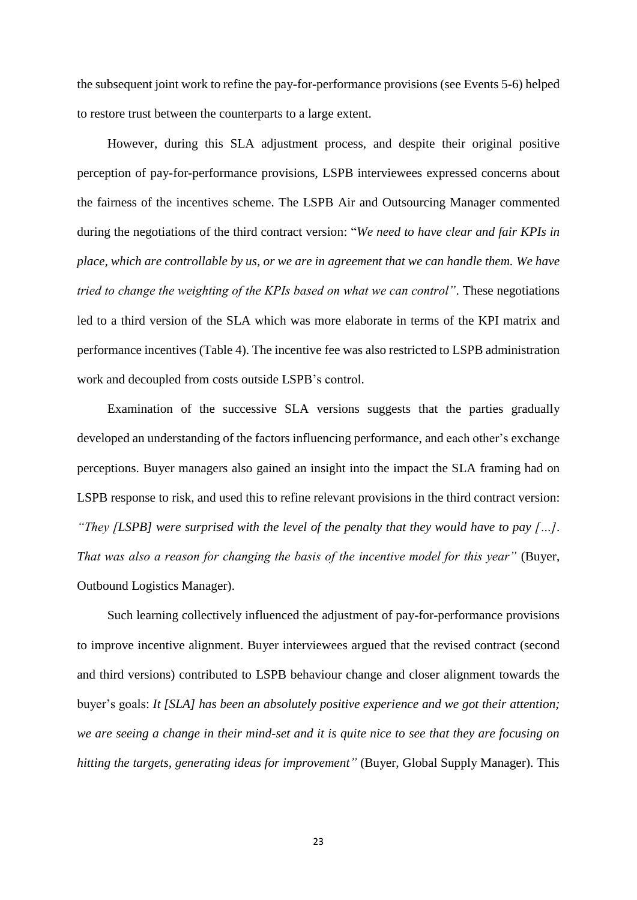the subsequent joint work to refine the pay-for-performance provisions (see Events 5-6) helped to restore trust between the counterparts to a large extent.

However, during this SLA adjustment process, and despite their original positive perception of pay-for-performance provisions, LSPB interviewees expressed concerns about the fairness of the incentives scheme. The LSPB Air and Outsourcing Manager commented during the negotiations of the third contract version: "*We need to have clear and fair KPIs in place, which are controllable by us, or we are in agreement that we can handle them. We have tried to change the weighting of the KPIs based on what we can control"*. These negotiations led to a third version of the SLA which was more elaborate in terms of the KPI matrix and performance incentives (Table 4). The incentive fee was also restricted to LSPB administration work and decoupled from costs outside LSPB's control.

Examination of the successive SLA versions suggests that the parties gradually developed an understanding of the factors influencing performance, and each other's exchange perceptions. Buyer managers also gained an insight into the impact the SLA framing had on LSPB response to risk, and used this to refine relevant provisions in the third contract version: *"They [LSPB] were surprised with the level of the penalty that they would have to pay […]. That was also a reason for changing the basis of the incentive model for this year"* (Buyer, Outbound Logistics Manager).

Such learning collectively influenced the adjustment of pay-for-performance provisions to improve incentive alignment. Buyer interviewees argued that the revised contract (second and third versions) contributed to LSPB behaviour change and closer alignment towards the buyer's goals: *It [SLA] has been an absolutely positive experience and we got their attention; we are seeing a change in their mind-set and it is quite nice to see that they are focusing on hitting the targets, generating ideas for improvement"* (Buyer, Global Supply Manager). This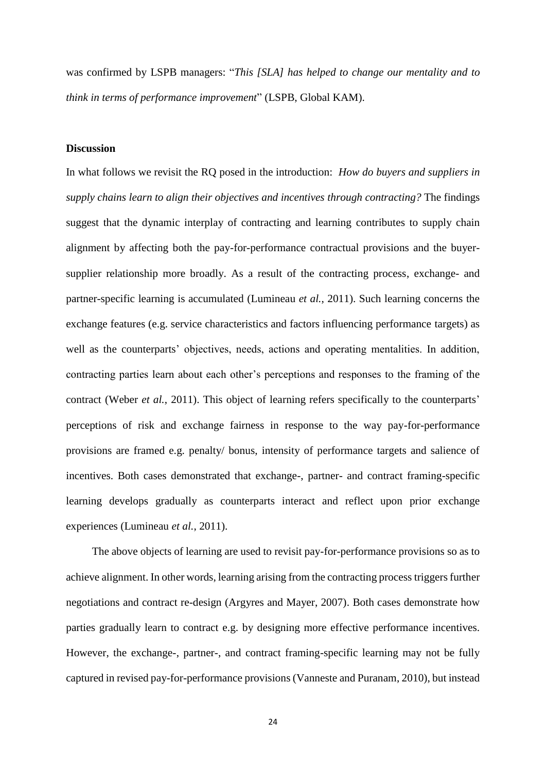was confirmed by LSPB managers: "*This [SLA] has helped to change our mentality and to think in terms of performance improvement*" (LSPB, Global KAM).

## Discussion

In what follows we revisit the RQ posed in the introduction: *How do buyers and suppliers in supply chains learn to align their objectives and incentives through contracting?* The findings suggest that the dynamic interplay of contracting and learning contributes to supply chain alignment by affecting both the pay-for-performance contractual provisions and the buyer-supplier relationship more broadly. As a result of the contracting process, exchange- and partner-specific learning is accumulated (Lumineau *et al.*, 2011). Such learning concerns the exchange features (e.g. service characteristics and factors influencing performance targets) as well as the counterparts' objectives, needs, actions and operating mentalities. In addition, contracting parties learn about each other's perceptions and responses to the framing of the contract (Weber *et al.*, 2011). This object of learning refers specifically to the counterparts' perceptions of risk and exchange fairness in response to the way pay-for-performance provisions are framed e.g. penalty/ bonus, intensity of performance targets and salience of incentives. Both cases demonstrated that exchange-, partner- and contract framing-specific learning develops gradually as counterparts interact and reflect upon prior exchange experiences (Lumineau *et al.*, 2011).

The above objects of learning are used to revisit pay-for-performance provisions so as to achieve alignment. In other words, learning arising from the contracting process triggers further negotiations and contract re-design (Argyres and Mayer, 2007). Both cases demonstrate how parties gradually learn to contract e.g. by designing more effective performance incentives. However, the exchange-, partner-, and contract framing-specific learning may not be fully captured in revised pay-for-performance provisions (Vanneste and Puranam, 2010), but instead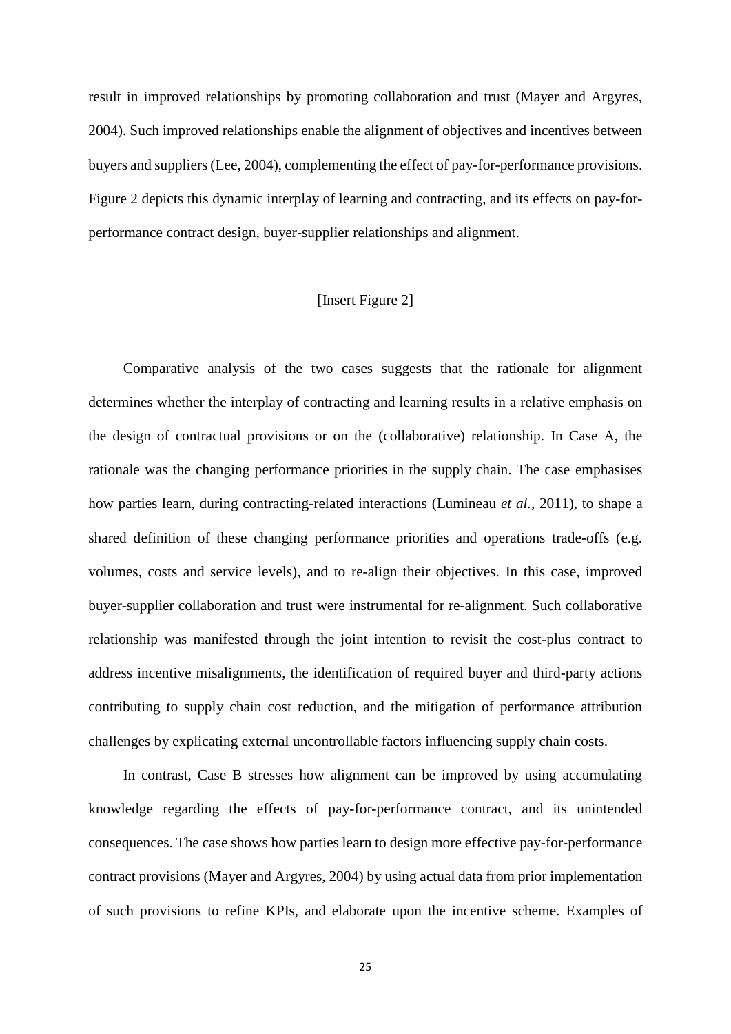result in improved relationships by promoting collaboration and trust (Mayer and Argyres, 2004). Such improved relationships enable the alignment of objectives and incentives between buyers and suppliers (Lee, 2004), complementing the effect of pay-for-performance provisions. Figure 2 depicts this dynamic interplay of learning and contracting, and its effects on pay-for-performance contract design, buyer-supplier relationships and alignment.

[Insert Figure 2]

Comparative analysis of the two cases suggests that the rationale for alignment determines whether the interplay of contracting and learning results in a relative emphasis on the design of contractual provisions or on the (collaborative) relationship. In Case A, the rationale was the changing performance priorities in the supply chain. The case emphasises how parties learn, during contracting-related interactions (Lumineau *et al.*, 2011), to shape a shared definition of these changing performance priorities and operations trade-offs (e.g. volumes, costs and service levels), and to re-align their objectives. In this case, improved buyer-supplier collaboration and trust were instrumental for re-alignment. Such collaborative relationship was manifested through the joint intention to revisit the cost-plus contract to address incentive misalignments, the identification of required buyer and third-party actions contributing to supply chain cost reduction, and the mitigation of performance attribution challenges by explicating external uncontrollable factors influencing supply chain costs.

In contrast, Case B stresses how alignment can be improved by using accumulating knowledge regarding the effects of pay-for-performance contract, and its unintended consequences. The case shows how parties learn to design more effective pay-for-performance contract provisions (Mayer and Argyres, 2004) by using actual data from prior implementation of such provisions to refine KPIs, and elaborate upon the incentive scheme. Examples of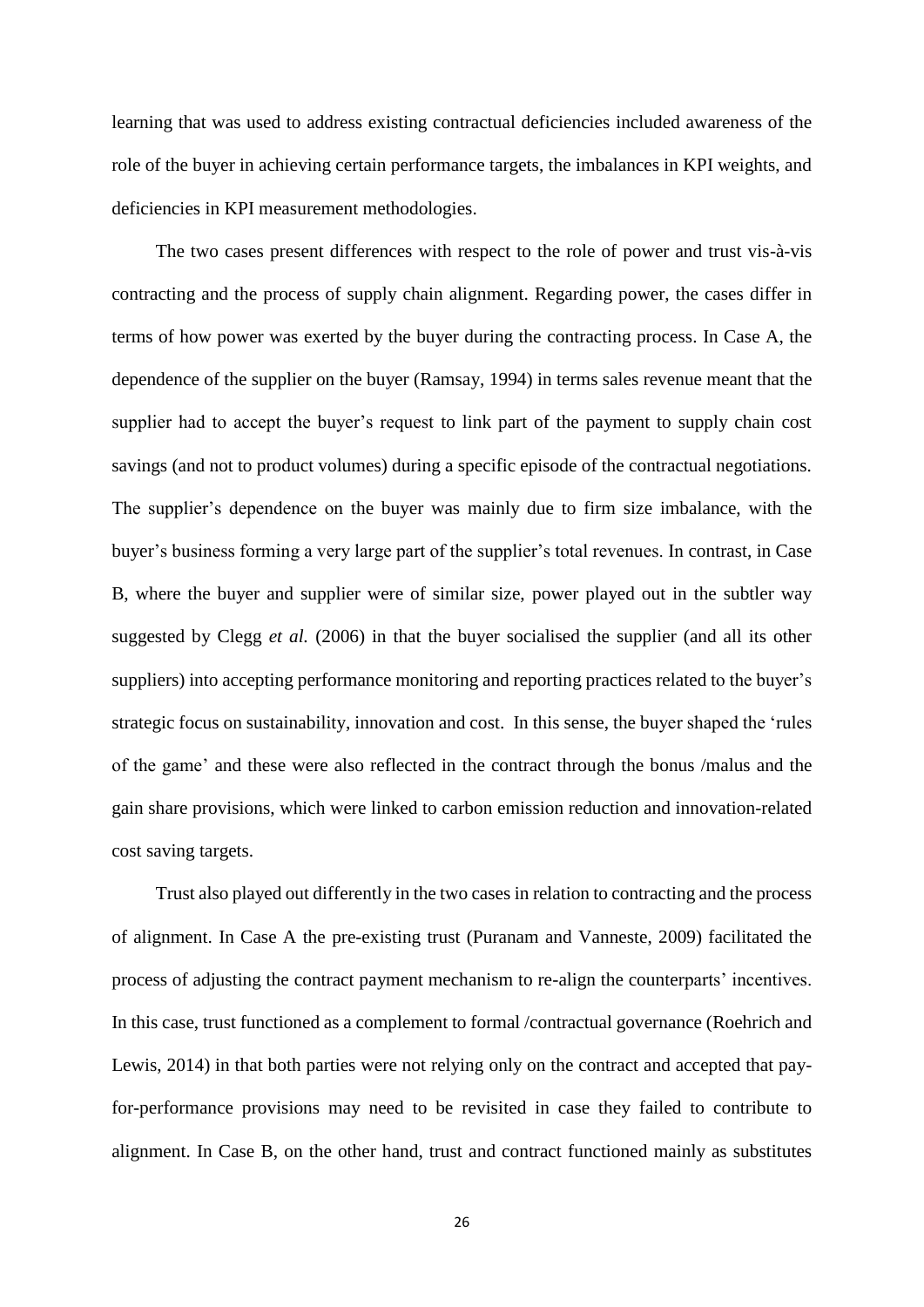learning that was used to address existing contractual deficiencies included awareness of the role of the buyer in achieving certain performance targets, the imbalances in KPI weights, and deficiencies in KPI measurement methodologies.

The two cases present differences with respect to the role of power and trust vis-à-vis contracting and the process of supply chain alignment. Regarding power, the cases differ in terms of how power was exerted by the buyer during the contracting process. In Case A, the dependence of the supplier on the buyer (Ramsay, 1994) in terms sales revenue meant that the supplier had to accept the buyer's request to link part of the payment to supply chain cost savings (and not to product volumes) during a specific episode of the contractual negotiations. The supplier's dependence on the buyer was mainly due to firm size imbalance, with the buyer's business forming a very large part of the supplier's total revenues. In contrast, in Case B, where the buyer and supplier were of similar size, power played out in the subtler way suggested by Clegg *et al.* (2006) in that the buyer socialised the supplier (and all its other suppliers) into accepting performance monitoring and reporting practices related to the buyer's strategic focus on sustainability, innovation and cost. In this sense, the buyer shaped the 'rules of the game' and these were also reflected in the contract through the bonus /malus and the gain share provisions, which were linked to carbon emission reduction and innovation-related cost saving targets.

Trust also played out differently in the two cases in relation to contracting and the process of alignment. In Case A the pre-existing trust (Puranam and Vanneste, 2009) facilitated the process of adjusting the contract payment mechanism to re-align the counterparts' incentives. In this case, trust functioned as a complement to formal /contractual governance (Roehrich and Lewis, 2014) in that both parties were not relying only on the contract and accepted that pay-for-performance provisions may need to be revisited in case they failed to contribute to alignment. In Case B, on the other hand, trust and contract functioned mainly as substitutes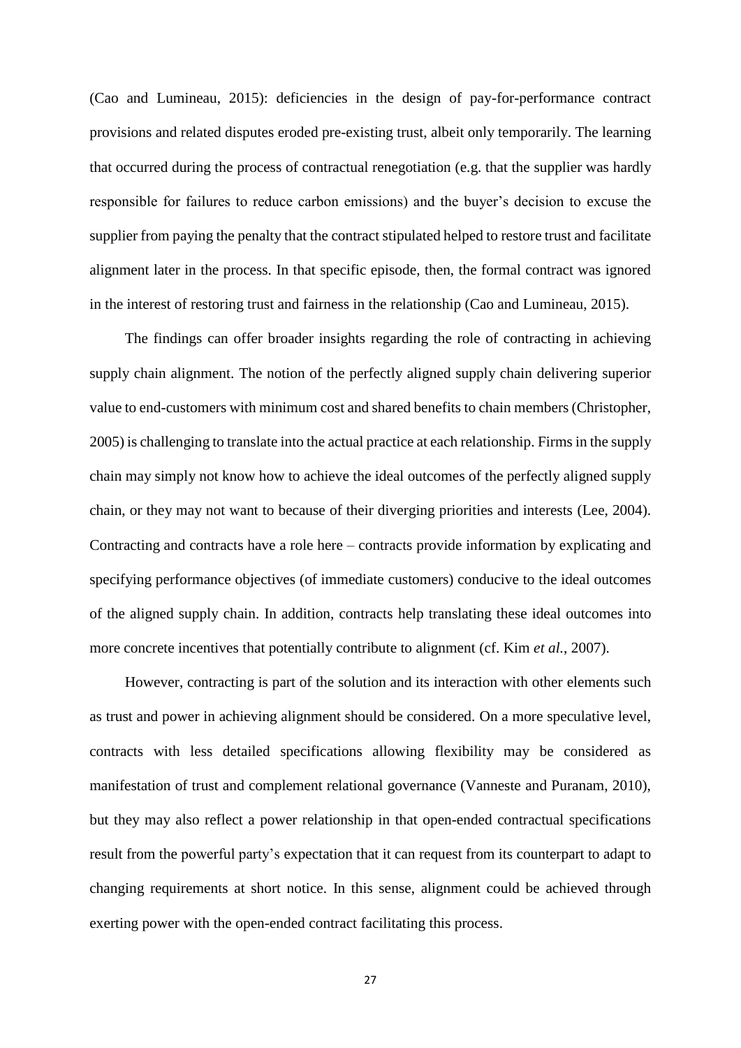(Cao and Lumineau, 2015): deficiencies in the design of pay-for-performance contract provisions and related disputes eroded pre-existing trust, albeit only temporarily. The learning that occurred during the process of contractual renegotiation (e.g. that the supplier was hardly responsible for failures to reduce carbon emissions) and the buyer's decision to excuse the supplier from paying the penalty that the contract stipulated helped to restore trust and facilitate alignment later in the process. In that specific episode, then, the formal contract was ignored in the interest of restoring trust and fairness in the relationship (Cao and Lumineau, 2015).

The findings can offer broader insights regarding the role of contracting in achieving supply chain alignment. The notion of the perfectly aligned supply chain delivering superior value to end-customers with minimum cost and shared benefits to chain members (Christopher, 2005) is challenging to translate into the actual practice at each relationship. Firms in the supply chain may simply not know how to achieve the ideal outcomes of the perfectly aligned supply chain, or they may not want to because of their diverging priorities and interests (Lee, 2004). Contracting and contracts have a role here – contracts provide information by explicating and specifying performance objectives (of immediate customers) conducive to the ideal outcomes of the aligned supply chain. In addition, contracts help translating these ideal outcomes into more concrete incentives that potentially contribute to alignment (cf. Kim *et al.*, 2007).

However, contracting is part of the solution and its interaction with other elements such as trust and power in achieving alignment should be considered. On a more speculative level, contracts with less detailed specifications allowing flexibility may be considered as manifestation of trust and complement relational governance (Vanneste and Puranam, 2010), but they may also reflect a power relationship in that open-ended contractual specifications result from the powerful party's expectation that it can request from its counterpart to adapt to changing requirements at short notice. In this sense, alignment could be achieved through exerting power with the open-ended contract facilitating this process.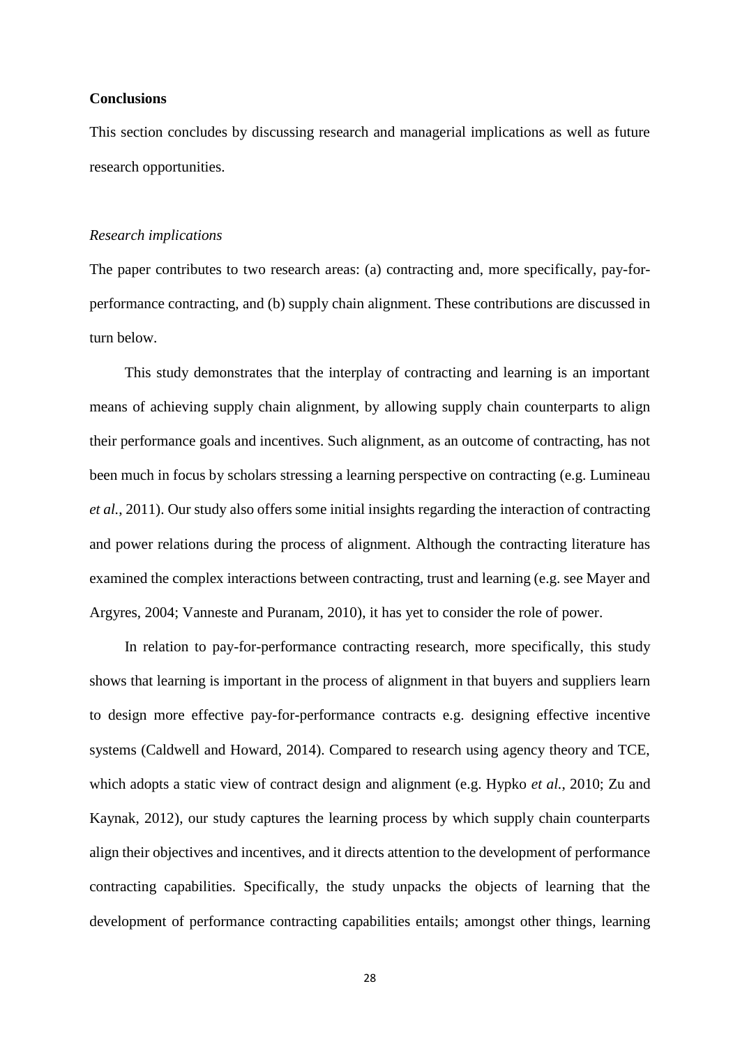## Conclusions

This section concludes by discussing research and managerial implications as well as future research opportunities.

### *Research implications*

The paper contributes to two research areas: (a) contracting and, more specifically, pay-for-performance contracting, and (b) supply chain alignment. These contributions are discussed in turn below.

This study demonstrates that the interplay of contracting and learning is an important means of achieving supply chain alignment, by allowing supply chain counterparts to align their performance goals and incentives. Such alignment, as an outcome of contracting, has not been much in focus by scholars stressing a learning perspective on contracting (e.g. Lumineau *et al.*, 2011). Our study also offers some initial insights regarding the interaction of contracting and power relations during the process of alignment. Although the contracting literature has examined the complex interactions between contracting, trust and learning (e.g. see Mayer and Argyres, 2004; Vanneste and Puranam, 2010), it has yet to consider the role of power.

In relation to pay-for-performance contracting research, more specifically, this study shows that learning is important in the process of alignment in that buyers and suppliers learn to design more effective pay-for-performance contracts e.g. designing effective incentive systems (Caldwell and Howard, 2014). Compared to research using agency theory and TCE, which adopts a static view of contract design and alignment (e.g. Hypko *et al.*, 2010; Zu and Kaynak, 2012), our study captures the learning process by which supply chain counterparts align their objectives and incentives, and it directs attention to the development of performance contracting capabilities. Specifically, the study unpacks the objects of learning that the development of performance contracting capabilities entails; amongst other things, learning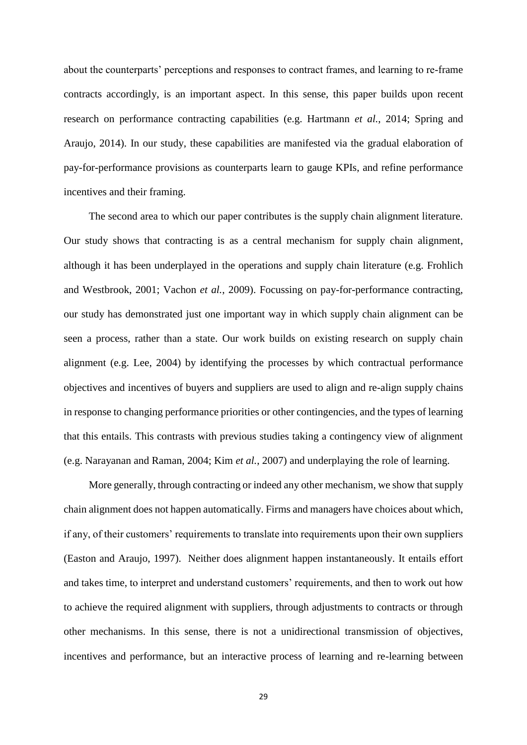about the counterparts' perceptions and responses to contract frames, and learning to re-frame contracts accordingly, is an important aspect. In this sense, this paper builds upon recent research on performance contracting capabilities (e.g. Hartmann *et al.*, 2014; Spring and Araujo, 2014). In our study, these capabilities are manifested via the gradual elaboration of pay-for-performance provisions as counterparts learn to gauge KPIs, and refine performance incentives and their framing.

The second area to which our paper contributes is the supply chain alignment literature. Our study shows that contracting is as a central mechanism for supply chain alignment, although it has been underplayed in the operations and supply chain literature (e.g. Frohlich and Westbrook, 2001; Vachon *et al.*, 2009). Focussing on pay-for-performance contracting, our study has demonstrated just one important way in which supply chain alignment can be seen a process, rather than a state. Our work builds on existing research on supply chain alignment (e.g. Lee, 2004) by identifying the processes by which contractual performance objectives and incentives of buyers and suppliers are used to align and re-align supply chains in response to changing performance priorities or other contingencies, and the types of learning that this entails. This contrasts with previous studies taking a contingency view of alignment (e.g. Narayanan and Raman, 2004; Kim *et al.*, 2007) and underplaying the role of learning.

More generally, through contracting or indeed any other mechanism, we show that supply chain alignment does not happen automatically. Firms and managers have choices about which, if any, of their customers' requirements to translate into requirements upon their own suppliers (Easton and Araujo, 1997). Neither does alignment happen instantaneously. It entails effort and takes time, to interpret and understand customers' requirements, and then to work out how to achieve the required alignment with suppliers, through adjustments to contracts or through other mechanisms. In this sense, there is not a unidirectional transmission of objectives, incentives and performance, but an interactive process of learning and re-learning between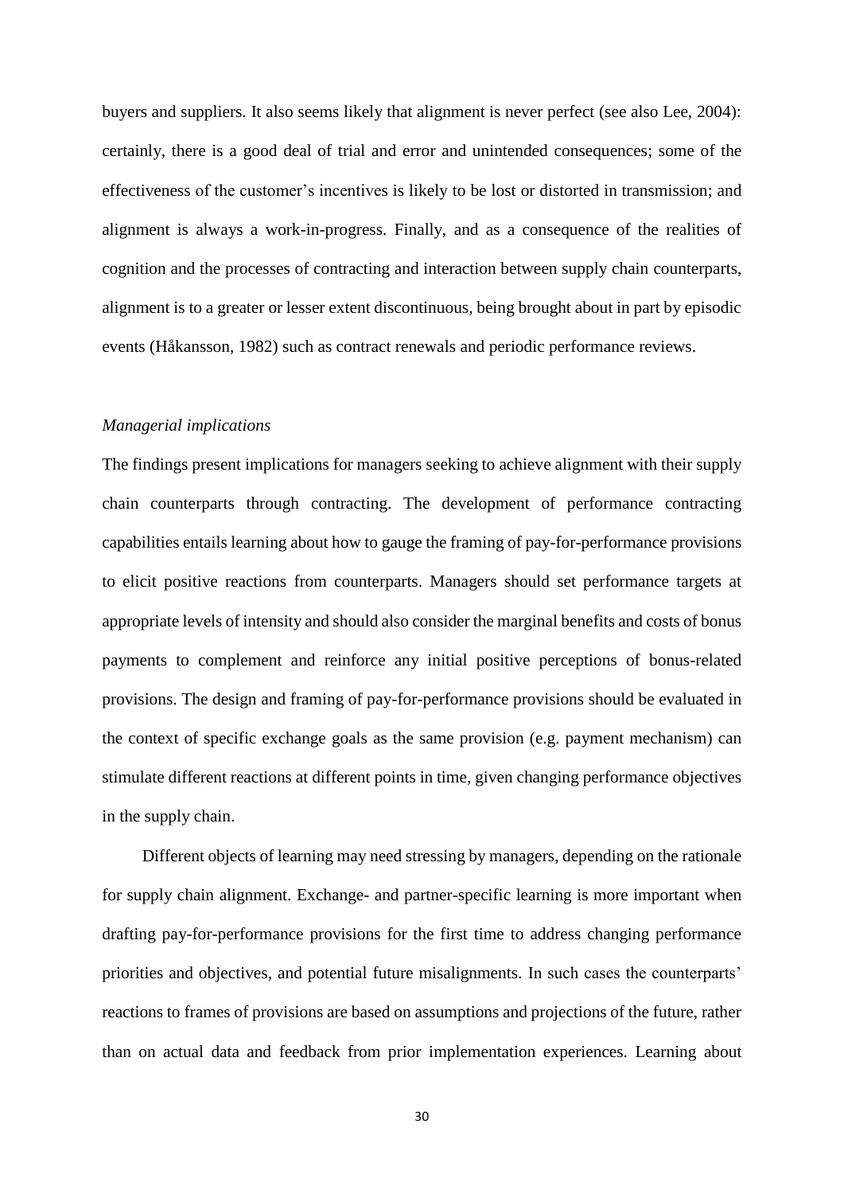buyers and suppliers. It also seems likely that alignment is never perfect (see also Lee, 2004): certainly, there is a good deal of trial and error and unintended consequences; some of the effectiveness of the customer's incentives is likely to be lost or distorted in transmission; and alignment is always a work-in-progress. Finally, and as a consequence of the realities of cognition and the processes of contracting and interaction between supply chain counterparts, alignment is to a greater or lesser extent discontinuous, being brought about in part by episodic events (Håkansson, 1982) such as contract renewals and periodic performance reviews.

*Managerial implications*

The findings present implications for managers seeking to achieve alignment with their supply chain counterparts through contracting. The development of performance contracting capabilities entails learning about how to gauge the framing of pay-for-performance provisions to elicit positive reactions from counterparts. Managers should set performance targets at appropriate levels of intensity and should also consider the marginal benefits and costs of bonus payments to complement and reinforce any initial positive perceptions of bonus-related provisions. The design and framing of pay-for-performance provisions should be evaluated in the context of specific exchange goals as the same provision (e.g. payment mechanism) can stimulate different reactions at different points in time, given changing performance objectives in the supply chain.

Different objects of learning may need stressing by managers, depending on the rationale for supply chain alignment. Exchange- and partner-specific learning is more important when drafting pay-for-performance provisions for the first time to address changing performance priorities and objectives, and potential future misalignments. In such cases the counterparts' reactions to frames of provisions are based on assumptions and projections of the future, rather than on actual data and feedback from prior implementation experiences. Learning about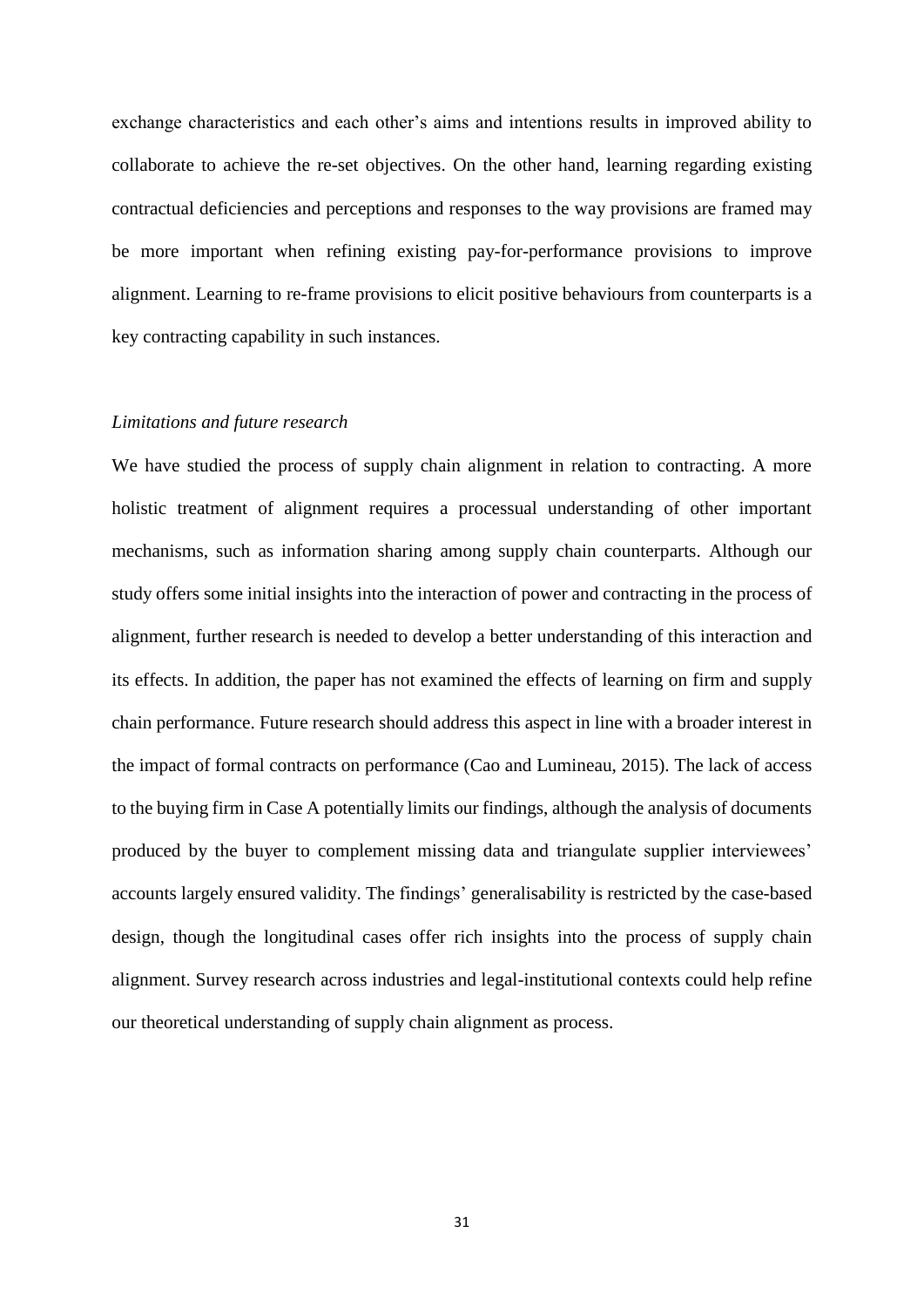exchange characteristics and each other's aims and intentions results in improved ability to collaborate to achieve the re-set objectives. On the other hand, learning regarding existing contractual deficiencies and perceptions and responses to the way provisions are framed may be more important when refining existing pay-for-performance provisions to improve alignment. Learning to re-frame provisions to elicit positive behaviours from counterparts is a key contracting capability in such instances.

*Limitations and future research*

We have studied the process of supply chain alignment in relation to contracting. A more holistic treatment of alignment requires a processual understanding of other important mechanisms, such as information sharing among supply chain counterparts. Although our study offers some initial insights into the interaction of power and contracting in the process of alignment, further research is needed to develop a better understanding of this interaction and its effects. In addition, the paper has not examined the effects of learning on firm and supply chain performance. Future research should address this aspect in line with a broader interest in the impact of formal contracts on performance (Cao and Lumineau, 2015). The lack of access to the buying firm in Case A potentially limits our findings, although the analysis of documents produced by the buyer to complement missing data and triangulate supplier interviewees' accounts largely ensured validity. The findings' generalisability is restricted by the case-based design, though the longitudinal cases offer rich insights into the process of supply chain alignment. Survey research across industries and legal-institutional contexts could help refine our theoretical understanding of supply chain alignment as process.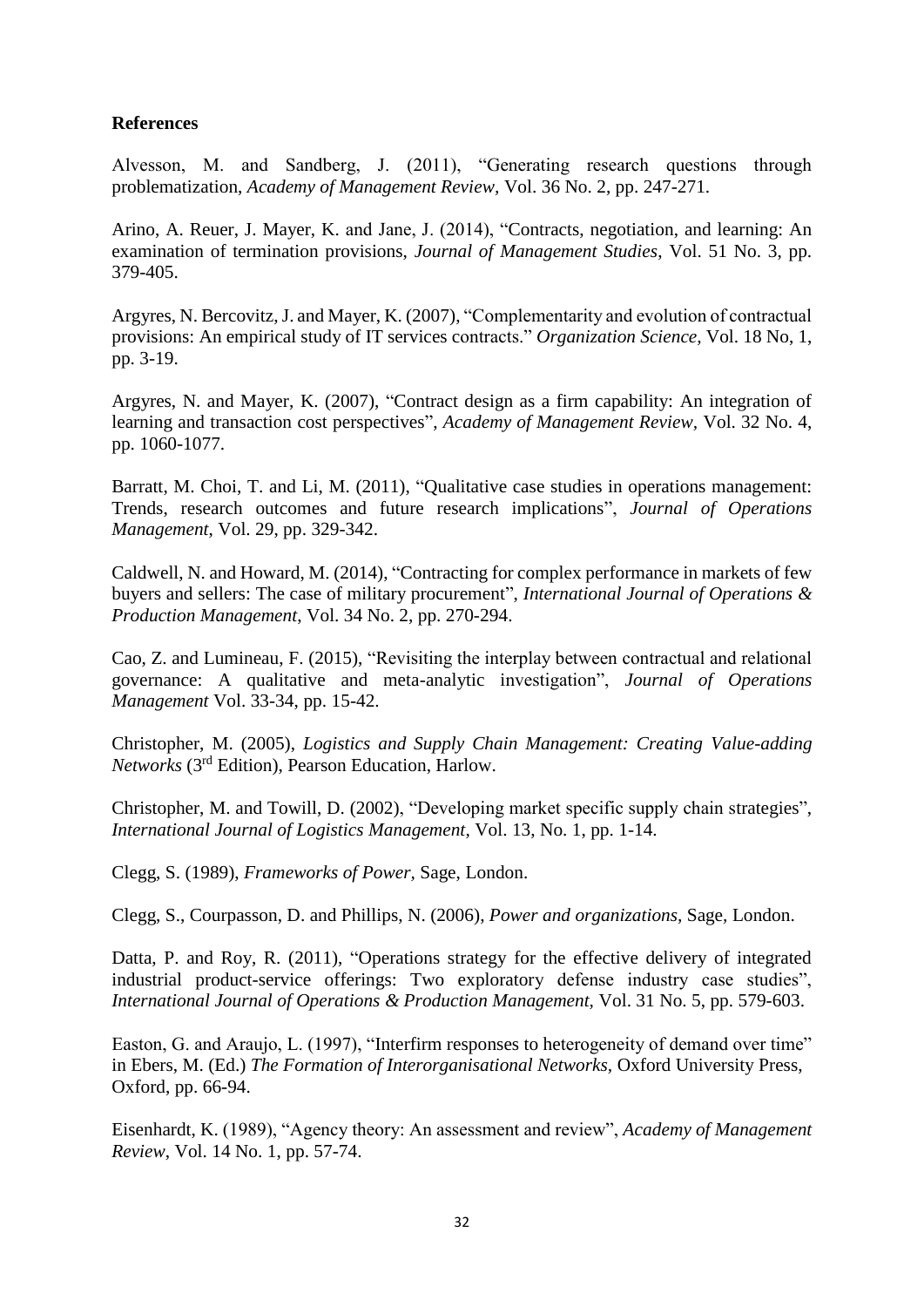**References**

Alvesson, M. and Sandberg, J. (2011), "Generating research questions through problematization, *Academy of Management Review*, Vol. 36 No. 2, pp. 247-271.

Arino, A. Reuer, J. Mayer, K. and Jane, J. (2014), "Contracts, negotiation, and learning: An examination of termination provisions, *Journal of Management Studies*, Vol. 51 No. 3, pp. 379-405.

Argyres, N. Bercovitz, J. and Mayer, K. (2007), "Complementarity and evolution of contractual provisions: An empirical study of IT services contracts." *Organization Science,* Vol. 18 No, 1, pp. 3-19.

Argyres, N. and Mayer, K. (2007), "Contract design as a firm capability: An integration of learning and transaction cost perspectives", *Academy of Management Review*, Vol. 32 No. 4, pp. 1060-1077.

Barratt, M. Choi, T. and Li, M. (2011), "Qualitative case studies in operations management: Trends, research outcomes and future research implications", *Journal of Operations Management*, Vol. 29, pp. 329-342.

Caldwell, N. and Howard, M. (2014), "Contracting for complex performance in markets of few buyers and sellers: The case of military procurement", *International Journal of Operations & Production Management*, Vol. 34 No. 2, pp. 270-294.

Cao, Z. and Lumineau, F. (2015), "Revisiting the interplay between contractual and relational governance: A qualitative and meta-analytic investigation", *Journal of Operations Management* Vol. 33-34, pp. 15-42.

Christopher, M. (2005), *Logistics and Supply Chain Management: Creating Value-adding Networks* (3rd Edition), Pearson Education, Harlow.

Christopher, M. and Towill, D. (2002), "Developing market specific supply chain strategies", *International Journal of Logistics Management*, Vol. 13, No. 1, pp. 1-14.

Clegg, S. (1989), *Frameworks of Power*, Sage, London.

Clegg, S., Courpasson, D. and Phillips, N. (2006), *Power and organizations*, Sage, London.

Datta, P. and Roy, R. (2011), "Operations strategy for the effective delivery of integrated industrial product-service offerings: Two exploratory defense industry case studies", *International Journal of Operations & Production Management*, Vol. 31 No. 5, pp. 579-603.

Easton, G. and Araujo, L. (1997), "Interfirm responses to heterogeneity of demand over time" in Ebers, M. (Ed.) *The Formation of Interorganisational Networks*, Oxford University Press, Oxford, pp. 66-94.

Eisenhardt, K. (1989), "Agency theory: An assessment and review", *Academy of Management Review*, Vol. 14 No. 1, pp. 57-74.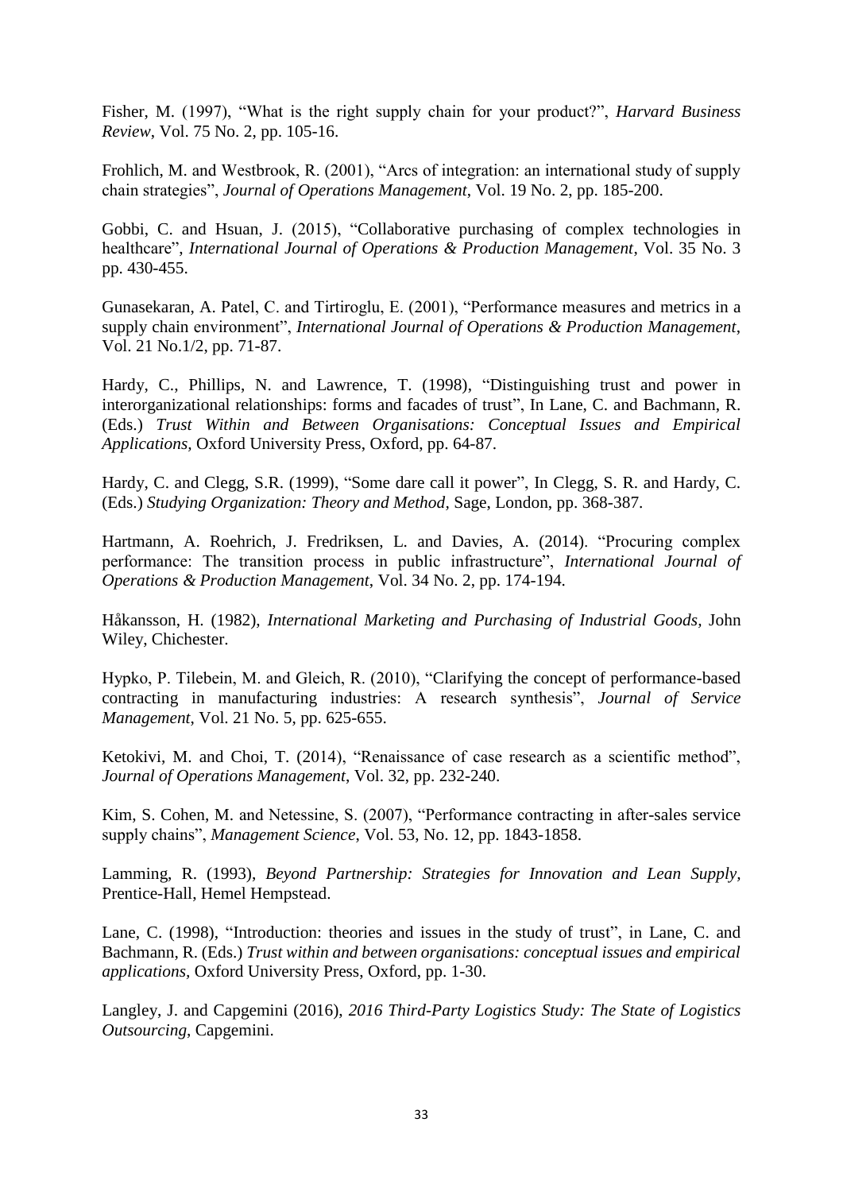Fisher, M. (1997), "What is the right supply chain for your product?", *Harvard Business Review*, Vol. 75 No. 2, pp. 105-16.

Frohlich, M. and Westbrook, R. (2001), "Arcs of integration: an international study of supply chain strategies", *Journal of Operations Management*, Vol. 19 No. 2, pp. 185-200.

Gobbi, C. and Hsuan, J. (2015), "Collaborative purchasing of complex technologies in healthcare", *International Journal of Operations & Production Management*, Vol. 35 No. 3 pp. 430-455.

Gunasekaran, A. Patel, C. and Tirtiroglu, E. (2001), "Performance measures and metrics in a supply chain environment", *International Journal of Operations & Production Management*, Vol. 21 No.1/2, pp. 71-87.

Hardy, C., Phillips, N. and Lawrence, T. (1998), "Distinguishing trust and power in interorganizational relationships: forms and facades of trust", In Lane, C. and Bachmann, R. (Eds.) *Trust Within and Between Organisations: Conceptual Issues and Empirical Applications*, Oxford University Press, Oxford, pp. 64-87.

Hardy, C. and Clegg, S.R. (1999), "Some dare call it power", In Clegg, S. R. and Hardy, C. (Eds.) *Studying Organization: Theory and Method*, Sage, London, pp. 368-387.

Hartmann, A. Roehrich, J. Fredriksen, L. and Davies, A. (2014). "Procuring complex performance: The transition process in public infrastructure", *International Journal of Operations & Production Management*, Vol. 34 No. 2, pp. 174-194.

Håkansson, H. (1982), *International Marketing and Purchasing of Industrial Goods*, John Wiley, Chichester.

Hypko, P. Tilebein, M. and Gleich, R. (2010), "Clarifying the concept of performance-based contracting in manufacturing industries: A research synthesis", *Journal of Service Management*, Vol. 21 No. 5, pp. 625-655.

Ketokivi, M. and Choi, T. (2014), "Renaissance of case research as a scientific method", *Journal of Operations Management*, Vol. 32, pp. 232-240.

Kim, S. Cohen, M. and Netessine, S. (2007), "Performance contracting in after-sales service supply chains", *Management Science*, Vol. 53, No. 12, pp. 1843-1858.

Lamming, R. (1993), *Beyond Partnership: Strategies for Innovation and Lean Supply*, Prentice-Hall, Hemel Hempstead.

Lane, C. (1998), "Introduction: theories and issues in the study of trust", in Lane, C. and Bachmann, R. (Eds.) *Trust within and between organisations: conceptual issues and empirical applications*, Oxford University Press, Oxford, pp. 1-30.

Langley, J. and Capgemini (2016), *2016 Third-Party Logistics Study: The State of Logistics Outsourcing*, Capgemini.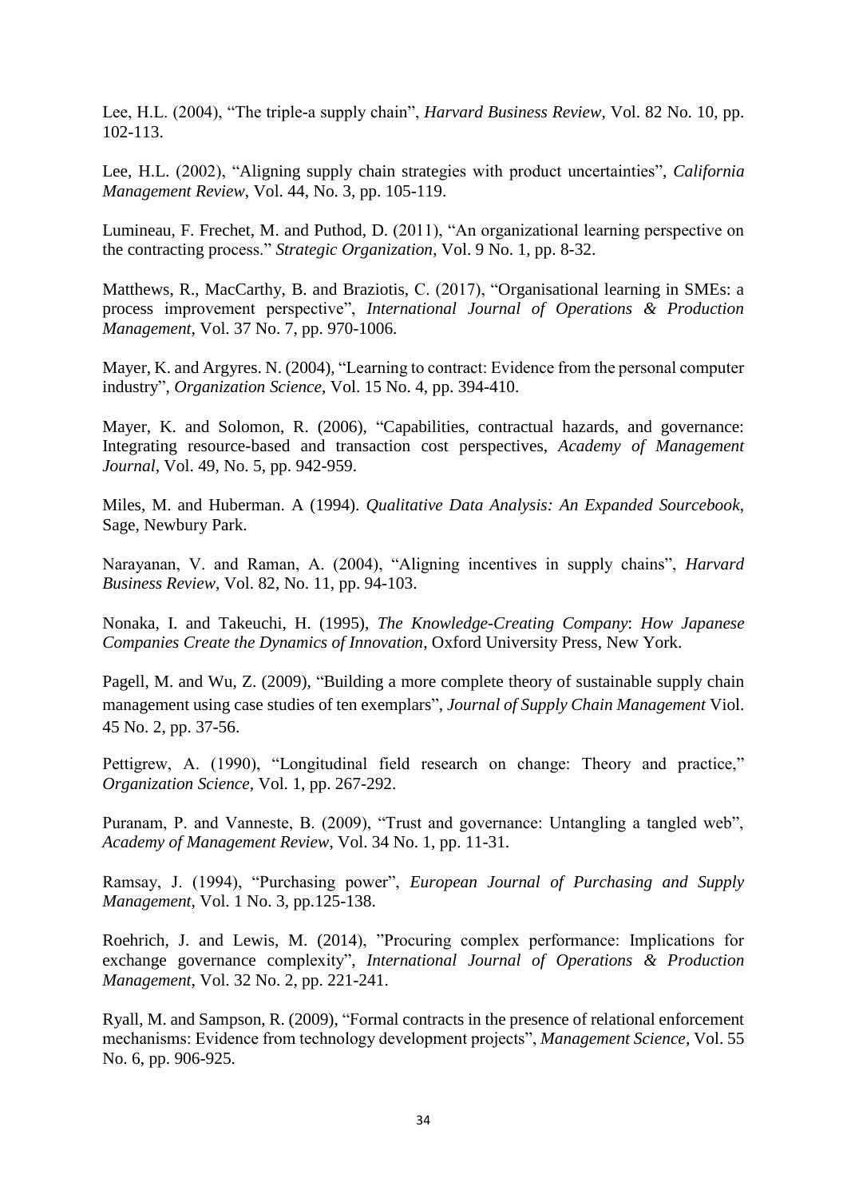Lee, H.L. (2004), “The triple-a supply chain”, *Harvard Business Review*, Vol. 82 No. 10, pp. 102-113.

Lee, H.L. (2002), “Aligning supply chain strategies with product uncertainties”, *California Management Review*, Vol. 44, No. 3, pp. 105-119.

Lumineau, F. Frechet, M. and Puthod, D. (2011), “An organizational learning perspective on the contracting process.” *Strategic Organization*, Vol. 9 No. 1, pp. 8-32.

Matthews, R., MacCarthy, B. and Braziotis, C. (2017), “Organisational learning in SMEs: a process improvement perspective”, *International Journal of Operations & Production Management*, Vol. 37 No. 7, pp. 970-1006.

Mayer, K. and Argyres. N. (2004), “Learning to contract: Evidence from the personal computer industry”, *Organization Science*, Vol. 15 No. 4, pp. 394-410.

Mayer, K. and Solomon, R. (2006), “Capabilities, contractual hazards, and governance: Integrating resource-based and transaction cost perspectives, *Academy of Management Journal*, Vol. 49, No. 5, pp. 942-959.

Miles, M. and Huberman. A (1994). *Qualitative Data Analysis: An Expanded Sourcebook*, Sage, Newbury Park.

Narayanan, V. and Raman, A. (2004), “Aligning incentives in supply chains”, *Harvard Business Review*, Vol. 82, No. 11, pp. 94-103.

Nonaka, I. and Takeuchi, H. (1995), *The Knowledge-Creating Company*: *How Japanese Companies Create the Dynamics of Innovation*, Oxford University Press, New York.

Pagell, M. and Wu, Z. (2009), “Building a more complete theory of sustainable supply chain management using case studies of ten exemplars”, *Journal of Supply Chain Management* Viol. 45 No. 2, pp. 37-56.

Pettigrew, A. (1990), “Longitudinal field research on change: Theory and practice,” *Organization Science*, Vol. 1, pp. 267-292.

Puranam, P. and Vanneste, B. (2009), “Trust and governance: Untangling a tangled web”, *Academy of Management Review*, Vol. 34 No. 1, pp. 11-31.

Ramsay, J. (1994), “Purchasing power”, *European Journal of Purchasing and Supply Management*, Vol. 1 No. 3, pp.125-138.

Roehrich, J. and Lewis, M. (2014), ”Procuring complex performance: Implications for exchange governance complexity”, *International Journal of Operations & Production Management*, Vol. 32 No. 2, pp. 221-241.

Ryall, M. and Sampson, R. (2009), “Formal contracts in the presence of relational enforcement mechanisms: Evidence from technology development projects”, *Management Science*, Vol. 55 No. 6, pp. 906-925.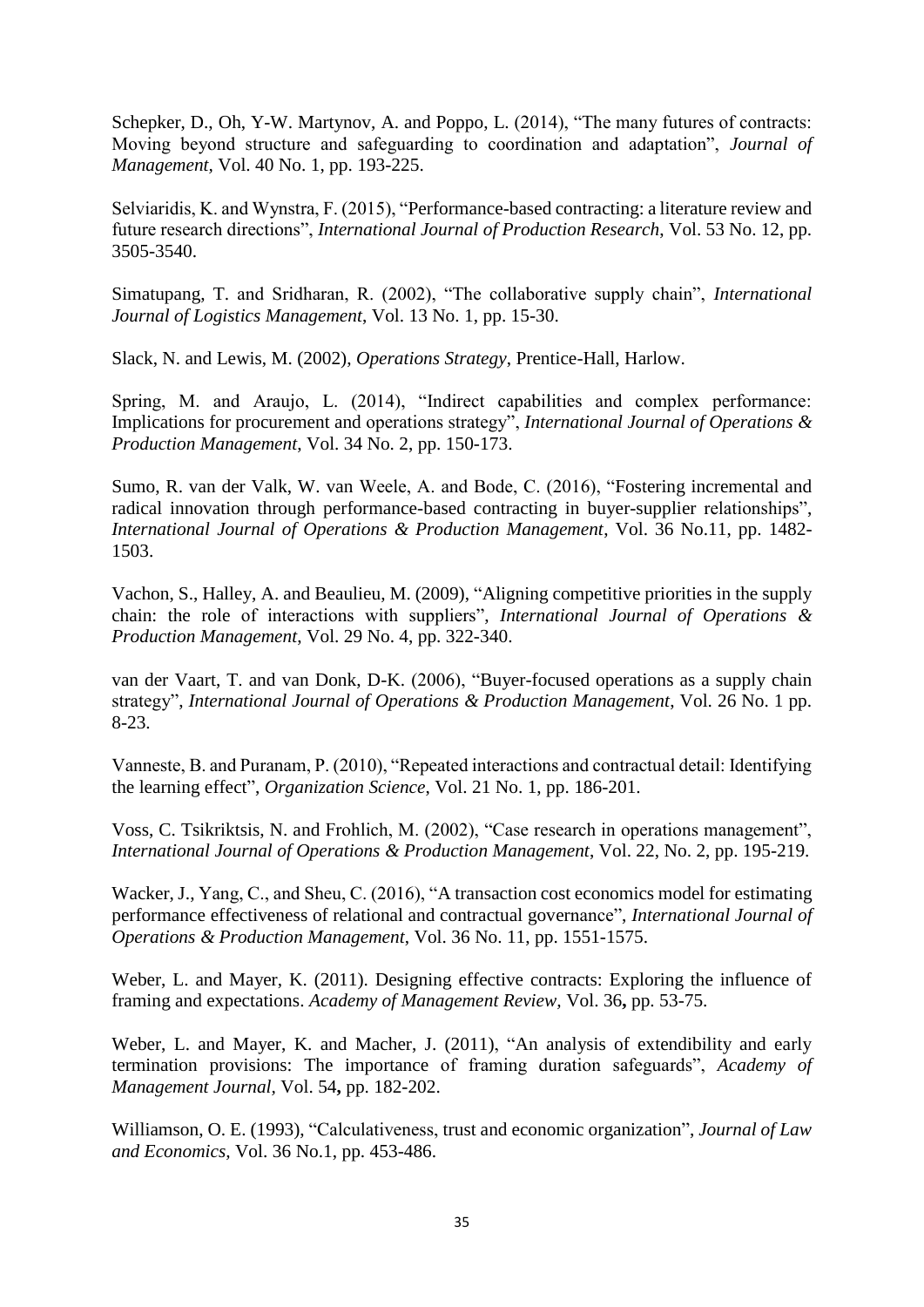Schepker, D., Oh, Y-W. Martynov, A. and Poppo, L. (2014), "The many futures of contracts: Moving beyond structure and safeguarding to coordination and adaptation", *Journal of Management*, Vol. 40 No. 1, pp. 193-225.

Selviaridis, K. and Wynstra, F. (2015), "Performance-based contracting: a literature review and future research directions", *International Journal of Production Research*, Vol. 53 No. 12, pp. 3505-3540.

Simatupang, T. and Sridharan, R. (2002), "The collaborative supply chain", *International Journal of Logistics Management*, Vol. 13 No. 1, pp. 15-30.

Slack, N. and Lewis, M. (2002), *Operations Strategy*, Prentice-Hall, Harlow.

Spring, M. and Araujo, L. (2014), "Indirect capabilities and complex performance: Implications for procurement and operations strategy", *International Journal of Operations & Production Management*, Vol. 34 No. 2, pp. 150-173.

Sumo, R. van der Valk, W. van Weele, A. and Bode, C. (2016), "Fostering incremental and radical innovation through performance-based contracting in buyer-supplier relationships", *International Journal of Operations & Production Management*, Vol. 36 No.11, pp. 1482-1503.

Vachon, S., Halley, A. and Beaulieu, M. (2009), "Aligning competitive priorities in the supply chain: the role of interactions with suppliers", *International Journal of Operations & Production Management*, Vol. 29 No. 4, pp. 322-340.

van der Vaart, T. and van Donk, D-K. (2006), "Buyer-focused operations as a supply chain strategy", *International Journal of Operations & Production Management*, Vol. 26 No. 1 pp. 8-23.

Vanneste, B. and Puranam, P. (2010), "Repeated interactions and contractual detail: Identifying the learning effect", *Organization Science*, Vol. 21 No. 1, pp. 186-201.

Voss, C. Tsikriktsis, N. and Frohlich, M. (2002), "Case research in operations management", *International Journal of Operations & Production Management*, Vol. 22, No. 2, pp. 195-219.

Wacker, J., Yang, C., and Sheu, C. (2016), "A transaction cost economics model for estimating performance effectiveness of relational and contractual governance", *International Journal of Operations & Production Management*, Vol. 36 No. 11, pp. 1551-1575.

Weber, L. and Mayer, K. (2011). Designing effective contracts: Exploring the influence of framing and expectations. *Academy of Management Review*, Vol. 36**,** pp. 53-75.

Weber, L. and Mayer, K. and Macher, J. (2011), "An analysis of extendibility and early termination provisions: The importance of framing duration safeguards", *Academy of Management Journal*, Vol. 54**,** pp. 182-202.

Williamson, O. E. (1993), "Calculativeness, trust and economic organization", *Journal of Law and Economics*, Vol. 36 No.1, pp. 453-486.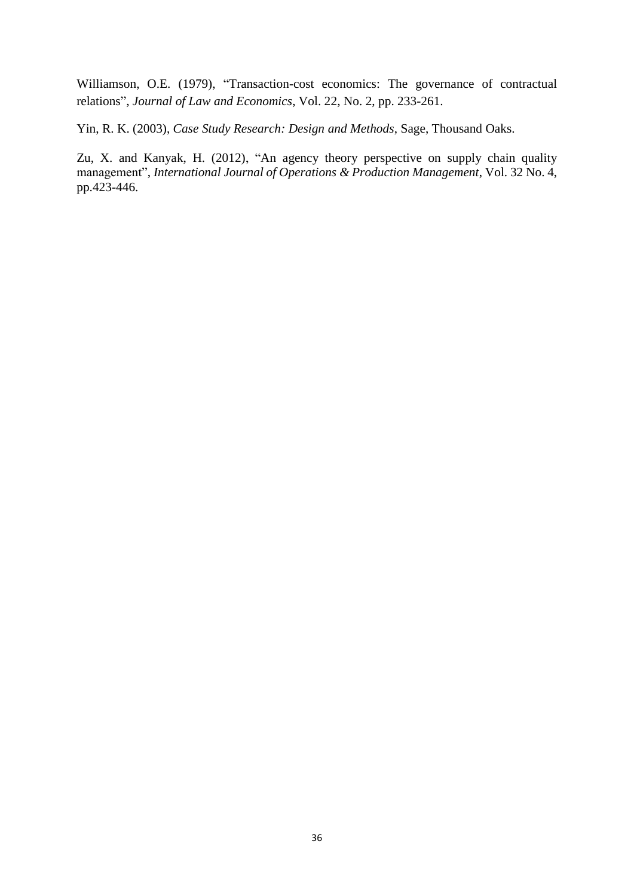Williamson, O.E. (1979), "Transaction-cost economics: The governance of contractual relations", *Journal of Law and Economics*, Vol. 22, No. 2, pp. 233-261.

Yin, R. K. (2003), *Case Study Research: Design and Methods*, Sage, Thousand Oaks.

Zu, X. and Kanyak, H. (2012), "An agency theory perspective on supply chain quality management", *International Journal of Operations & Production Management*, Vol. 32 No. 4, pp.423-446.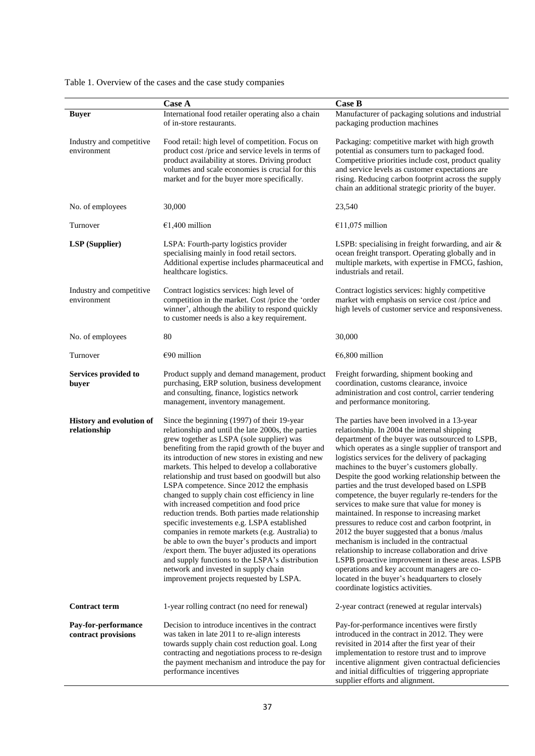Table 1. Overview of the cases and the case study companies

| | **Case A** | **Case B** |
|---|---|---|
| **Buyer** | International food retailer operating also a chain of in-store restaurants. | Manufacturer of packaging solutions and industrial packaging production machines |
| Industry and competitive environment | Food retail: high level of competition. Focus on product cost /price and service levels in terms of product availability at stores. Driving product volumes and scale economies is crucial for this market and for the buyer more specifically. | Packaging: competitive market with high growth potential as consumers turn to packaged food. Competitive priorities include cost, product quality and service levels as customer expectations are rising. Reducing carbon footprint across the supply chain an additional strategic priority of the buyer. |
| No. of employees | 30,000 | 23,540 |
| Turnover | €1,400 million | €11,075 million |
| **LSP (Supplier)** | LSPA: Fourth-party logistics provider specialising mainly in food retail sectors. Additional expertise includes pharmaceutical and healthcare logistics. | LSPB: specialising in freight forwarding, and air & ocean freight transport. Operating globally and in multiple markets, with expertise in FMCG, fashion, industrials and retail. |
| Industry and competitive environment | Contract logistics services: high level of competition in the market. Cost /price the 'order winner', although the ability to respond quickly to customer needs is also a key requirement. | Contract logistics services: highly competitive market with emphasis on service cost /price and high levels of customer service and responsiveness. |
| No. of employees | 80 | 30,000 |
| Turnover | €90 million | €6,800 million |
| **Services provided to buyer** | Product supply and demand management, product purchasing, ERP solution, business development and consulting, finance, logistics network management, inventory management. | Freight forwarding, shipment booking and coordination, customs clearance, invoice administration and cost control, carrier tendering and performance monitoring. |
| **History and evolution of relationship** | Since the beginning (1997) of their 19-year relationship and until the late 2000s, the parties grew together as LSPA (sole supplier) was benefiting from the rapid growth of the buyer and its introduction of new stores in existing and new markets. This helped to develop a collaborative relationship and trust based on goodwill but also LSPA competence. Since 2012 the emphasis changed to supply chain cost efficiency in line with increased competition and food price reduction trends. Both parties made relationship specific investements e.g. LSPA established companies in remote markets (e.g. Australia) to be able to own the buyer's products and import /export them. The buyer adjusted its operations and supply functions to the LSPA's distribution network and invested in supply chain improvement projects requested by LSPA. | The parties have been involved in a 13-year relationship. In 2004 the internal shipping department of the buyer was outsourced to LSPB, which operates as a single supplier of transport and logistics services for the delivery of packaging machines to the buyer's customers globally. Despite the good working relationship between the parties and the trust developed based on LSPB competence, the buyer regularly re-tenders for the services to make sure that value for money is maintained. In response to increasing market pressures to reduce cost and carbon footprint, in 2012 the buyer suggested that a bonus /malus mechanism is included in the contractual relationship to increase collaboration and drive LSPB proactive improvement in these areas. LSPB operations and key account managers are co-located in the buyer's headquarters to closely coordinate logistics activities. |
| **Contract term** | 1-year rolling contract (no need for renewal) | 2-year contract (renewed at regular intervals) |
| **Pay-for-performance contract provisions** | Decision to introduce incentives in the contract was taken in late 2011 to re-align interests towards supply chain cost reduction goal. Long contracting and negotiations process to re-design the payment mechanism and introduce the pay for performance incentives | Pay-for-performance incentives were firstly introduced in the contract in 2012. They were revisited in 2014 after the first year of their implementation to restore trust and to improve incentive alignment given contractual deficiencies and initial difficulties of triggering appropriate supplier efforts and alignment. |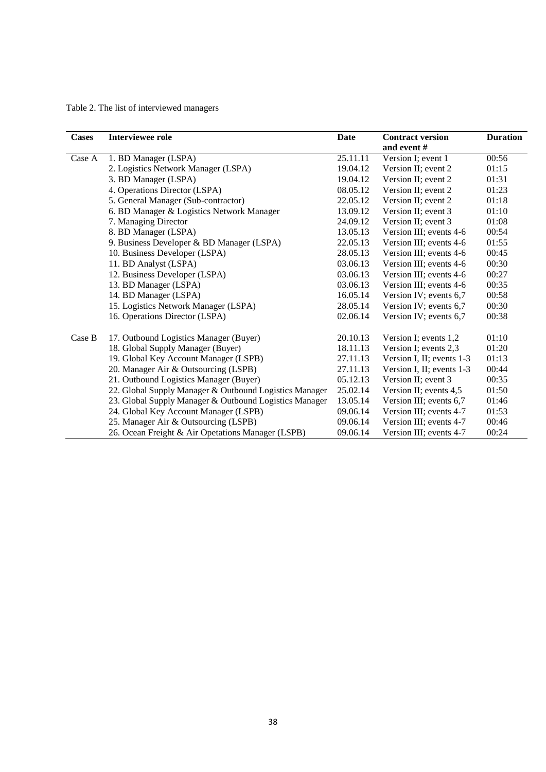Table 2. The list of interviewed managers

| Cases | Interviewee role | Date | Contract version and event # | Duration |
|---|---|---|---|---|
| Case A | 1. BD Manager (LSPA) | 25.11.11 | Version I; event 1 | 00:56 |
| | 2. Logistics Network Manager (LSPA) | 19.04.12 | Version II; event 2 | 01:15 |
| | 3. BD Manager (LSPA) | 19.04.12 | Version II; event 2 | 01:31 |
| | 4. Operations Director (LSPA) | 08.05.12 | Version II; event 2 | 01:23 |
| | 5. General Manager (Sub-contractor) | 22.05.12 | Version II; event 2 | 01:18 |
| | 6. BD Manager & Logistics Network Manager | 13.09.12 | Version II; event 3 | 01:10 |
| | 7. Managing Director | 24.09.12 | Version II; event 3 | 01:08 |
| | 8. BD Manager (LSPA) | 13.05.13 | Version III; events 4-6 | 00:54 |
| | 9. Business Developer & BD Manager (LSPA) | 22.05.13 | Version III; events 4-6 | 01:55 |
| | 10. Business Developer (LSPA) | 28.05.13 | Version III; events 4-6 | 00:45 |
| | 11. BD Analyst (LSPA) | 03.06.13 | Version III; events 4-6 | 00:30 |
| | 12. Business Developer (LSPA) | 03.06.13 | Version III; events 4-6 | 00:27 |
| | 13. BD Manager (LSPA) | 03.06.13 | Version III; events 4-6 | 00:35 |
| | 14. BD Manager (LSPA) | 16.05.14 | Version IV; events 6,7 | 00:58 |
| | 15. Logistics Network Manager (LSPA) | 28.05.14 | Version IV; events 6,7 | 00:30 |
| | 16. Operations Director (LSPA) | 02.06.14 | Version IV; events 6,7 | 00:38 |
| Case B | 17. Outbound Logistics Manager (Buyer) | 20.10.13 | Version I; events 1,2 | 01:10 |
| | 18. Global Supply Manager (Buyer) | 18.11.13 | Version I; events 2,3 | 01:20 |
| | 19. Global Key Account Manager (LSPB) | 27.11.13 | Version I, II; events 1-3 | 01:13 |
| | 20. Manager Air & Outsourcing (LSPB) | 27.11.13 | Version I, II; events 1-3 | 00:44 |
| | 21. Outbound Logistics Manager (Buyer) | 05.12.13 | Version II; event 3 | 00:35 |
| | 22. Global Supply Manager & Outbound Logistics Manager | 25.02.14 | Version II; events 4,5 | 01:50 |
| | 23. Global Supply Manager & Outbound Logistics Manager | 13.05.14 | Version III; events 6,7 | 01:46 |
| | 24. Global Key Account Manager (LSPB) | 09.06.14 | Version III; events 4-7 | 01:53 |
| | 25. Manager Air & Outsourcing (LSPB) | 09.06.14 | Version III; events 4-7 | 00:46 |
| | 26. Ocean Freight & Air Opetations Manager (LSPB) | 09.06.14 | Version III; events 4-7 | 00:24 |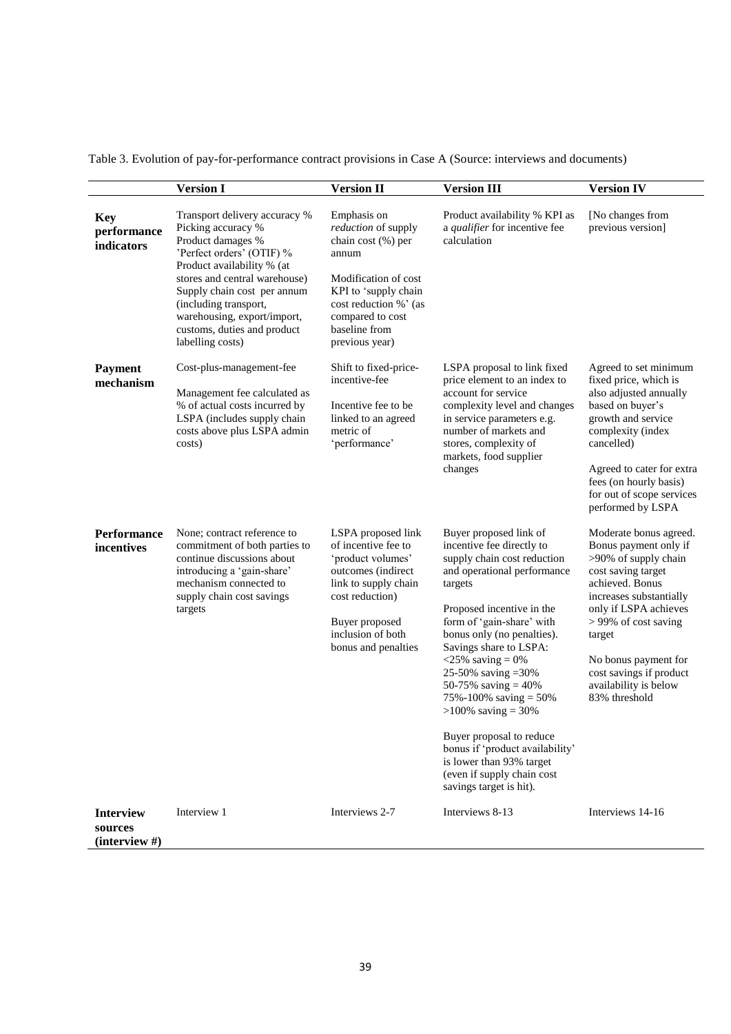Table 3. Evolution of pay-for-performance contract provisions in Case A (Source: interviews and documents)

| | Version I | Version II | Version III | Version IV |
|---|---|---|---|---|
| **Key performance indicators** | Transport delivery accuracy %<br>Picking accuracy %<br>Product damages %<br>'Perfect orders' (OTIF) %<br>Product availability % (at stores and central warehouse)<br>Supply chain cost per annum (including transport, warehousing, export/import, customs, duties and product labelling costs) | Emphasis on *reduction* of supply chain cost (%) per annum<br><br>Modification of cost KPI to 'supply chain cost reduction %' (as compared to cost baseline from previous year) | Product availability % KPI as a *qualifier* for incentive fee calculation | [No changes from previous version] |
| **Payment mechanism** | Cost-plus-management-fee<br><br>Management fee calculated as % of actual costs incurred by LSPA (includes supply chain costs above plus LSPA admin costs) | Shift to fixed-price-incentive-fee<br><br>Incentive fee to be linked to an agreed metric of 'performance' | LSPA proposal to link fixed price element to an index to account for service complexity level and changes in service parameters e.g. number of markets and stores, complexity of markets, food supplier changes | Agreed to set minimum fixed price, which is also adjusted annually based on buyer's growth and service complexity (index cancelled)<br><br>Agreed to cater for extra fees (on hourly basis) for out of scope services performed by LSPA |
| **Performance incentives** | None; contract reference to commitment of both parties to continue discussions about introducing a 'gain-share' mechanism connected to supply chain cost savings targets | LSPA proposed link of incentive fee to 'product volumes' outcomes (indirect link to supply chain cost reduction)<br><br>Buyer proposed inclusion of both bonus and penalties | Buyer proposed link of incentive fee directly to supply chain cost reduction and operational performance targets<br><br>Proposed incentive in the form of 'gain-share' with bonus only (no penalties). Savings share to LSPA:<br><25% saving = 0%<br>25-50% saving =30%<br>50-75% saving = 40%<br>75%-100% saving = 50%<br>>100% saving = 30%<br><br>Buyer proposal to reduce bonus if 'product availability' is lower than 93% target (even if supply chain cost savings target is hit). | Moderate bonus agreed. Bonus payment only if >90% of supply chain cost saving target achieved. Bonus increases substantially only if LSPA achieves > 99% of cost saving target<br><br>No bonus payment for cost savings if product availability is below 83% threshold |
| **Interview sources (interview #)** | Interview 1 | Interviews 2-7 | Interviews 8-13 | Interviews 14-16 |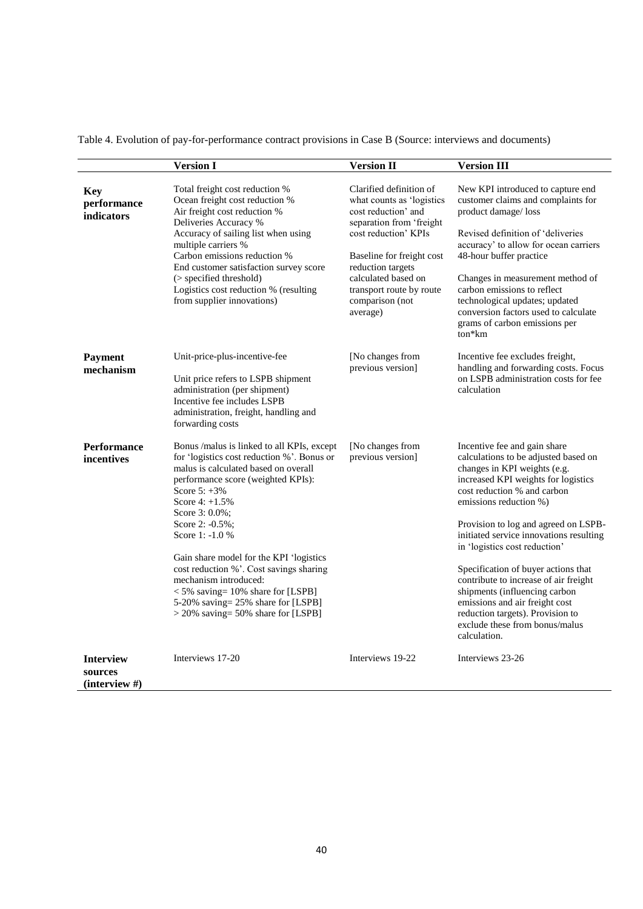Table 4. Evolution of pay-for-performance contract provisions in Case B (Source: interviews and documents)

| | Version I | Version II | Version III |
|---|---|---|---|
| **Key performance indicators** | Total freight cost reduction %<br>Ocean freight cost reduction %<br>Air freight cost reduction %<br>Deliveries Accuracy %<br>Accuracy of sailing list when using multiple carriers %<br>Carbon emissions reduction %<br>End customer satisfaction survey score (> specified threshold)<br>Logistics cost reduction % (resulting from supplier innovations) | Clarified definition of what counts as 'logistics cost reduction' and separation from 'freight cost reduction' KPIs<br><br>Baseline for freight cost reduction targets calculated based on transport route by route comparison (not average) | New KPI introduced to capture end customer claims and complaints for product damage/ loss<br><br>Revised definition of 'deliveries accuracy' to allow for ocean carriers 48-hour buffer practice<br><br>Changes in measurement method of carbon emissions to reflect technological updates; updated conversion factors used to calculate grams of carbon emissions per ton*km |
| **Payment mechanism** | Unit-price-plus-incentive-fee<br><br>Unit price refers to LSPB shipment administration (per shipment)<br>Incentive fee includes LSPB administration, freight, handling and forwarding costs | [No changes from previous version] | Incentive fee excludes freight, handling and forwarding costs. Focus on LSPB administration costs for fee calculation |
| **Performance incentives** | Bonus /malus is linked to all KPIs, except for 'logistics cost reduction %'. Bonus or malus is calculated based on overall performance score (weighted KPIs):<br>Score 5: +3%<br>Score 4: +1.5%<br>Score 3: 0.0%;<br>Score 2: -0.5%;<br>Score 1: -1.0 %<br><br>Gain share model for the KPI 'logistics cost reduction %'. Cost savings sharing mechanism introduced:<br>< 5% saving= 10% share for [LSPB]<br>5-20% saving= 25% share for [LSPB]<br>> 20% saving= 50% share for [LSPB] | [No changes from previous version] | Incentive fee and gain share calculations to be adjusted based on changes in KPI weights (e.g. increased KPI weights for logistics cost reduction % and carbon emissions reduction %)<br><br>Provision to log and agreed on LSPB-initiated service innovations resulting in 'logistics cost reduction'<br><br>Specification of buyer actions that contribute to increase of air freight shipments (influencing carbon emissions and air freight cost reduction targets). Provision to exclude these from bonus/malus calculation. |
| **Interview sources (interview #)** | Interviews 17-20 | Interviews 19-22 | Interviews 23-26 |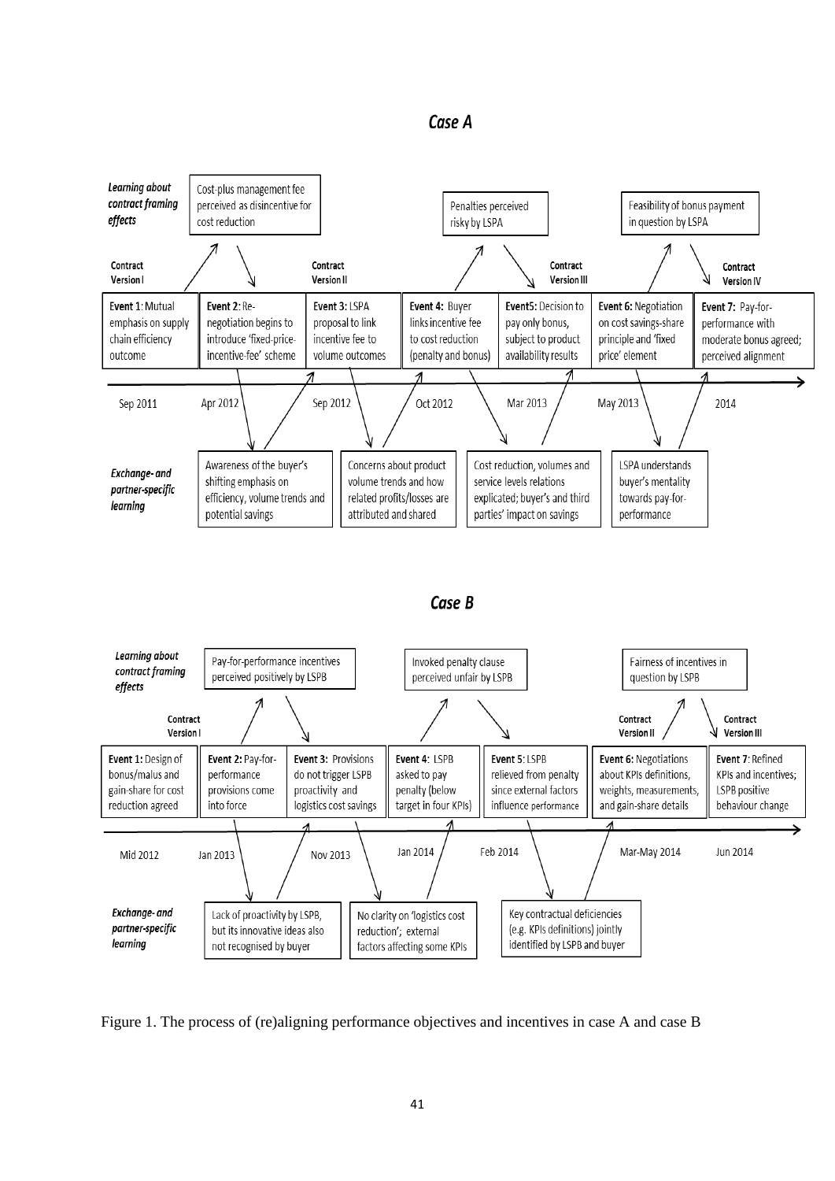## Case A

**Learning about contract framing effects**

- Cost-plus management fee perceived as disincentive for cost reduction
- Penalties perceived risky by LSPA
- Feasibility of bonus payment in question by LSPA

**Contract Version I** — **Contract Version II** — **Contract Version III** — **Contract Version IV**

- **Event 1**: Mutual emphasis on supply chain efficiency outcome (Sep 2011)
- **Event 2**: Re-negotiation begins to introduce 'fixed-price-incentive-fee' scheme (Apr 2012)
- **Event 3**: LSPA proposal to link incentive fee to volume outcomes (Sep 2012)
- **Event 4**: Buyer links incentive fee to cost reduction (penalty and bonus) (Oct 2012)
- **Event5**: Decision to pay only bonus, subject to product availability results (Mar 2013)
- **Event 6**: Negotiation on cost savings-share principle and 'fixed price' element (May 2013)
- **Event 7**: Pay-for-performance with moderate bonus agreed; perceived alignment (2014)

**Exchange- and partner-specific learning**

- Awareness of the buyer's shifting emphasis on efficiency, volume trends and potential savings
- Concerns about product volume trends and how related profits/losses are attributed and shared
- Cost reduction, volumes and service levels relations explicated; buyer's and third parties' impact on savings
- LSPA understands buyer's mentality towards pay-for-performance

## Case B

**Learning about contract framing effects**

- Pay-for-performance incentives perceived positively by LSPB
- Invoked penalty clause perceived unfair by LSPB
- Fairness of incentives in question by LSPB

**Contract Version I** — **Contract Version II** — **Contract Version III**

- **Event 1**: Design of bonus/malus and gain-share for cost reduction agreed (Mid 2012)
- **Event 2**: Pay-for-performance provisions come into force (Jan 2013)
- **Event 3**: Provisions do not trigger LSPB proactivity and logistics cost savings (Nov 2013)
- **Event 4**: LSPB asked to pay penalty (below target in four KPIs) (Jan 2014)
- **Event 5**: LSPB relieved from penalty since external factors influence performance (Feb 2014)
- **Event 6**: Negotiations about KPIs definitions, weights, measurements, and gain-share details (Mar-May 2014)
- **Event 7**: Refined KPIs and incentives; LSPB positive behaviour change (Jun 2014)

**Exchange- and partner-specific learning**

- Lack of proactivity by LSPB, but its innovative ideas also not recognised by buyer
- No clarity on 'logistics cost reduction'; external factors affecting some KPIs
- Key contractual deficiencies (e.g. KPIs definitions) jointly identified by LSPB and buyer

Figure 1. The process of (re)aligning performance objectives and incentives in case A and case B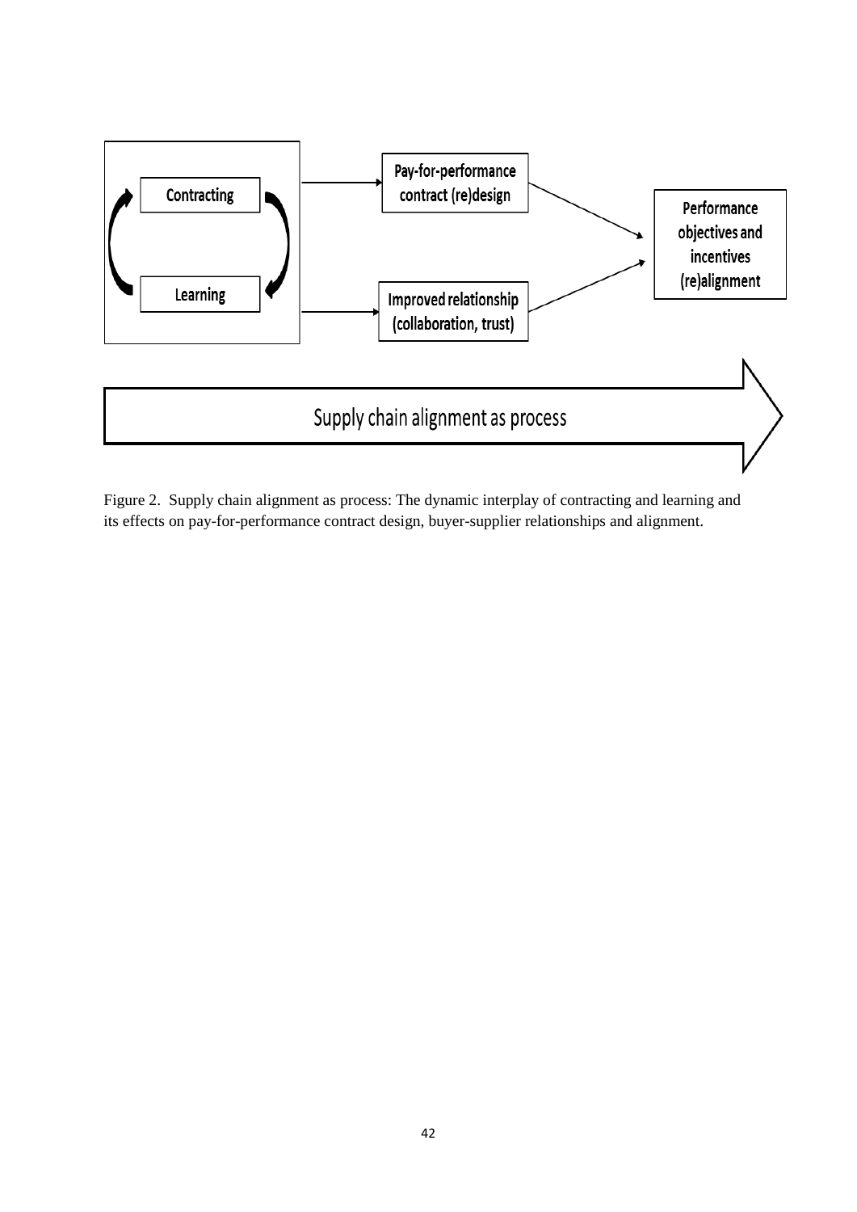Contracting

Learning

Pay-for-performance contract (re)design

Improved relationship (collaboration, trust)

Performance objectives and incentives (re)alignment

Supply chain alignment as process

Figure 2. Supply chain alignment as process: The dynamic interplay of contracting and learning and its effects on pay-for-performance contract design, buyer-supplier relationships and alignment.